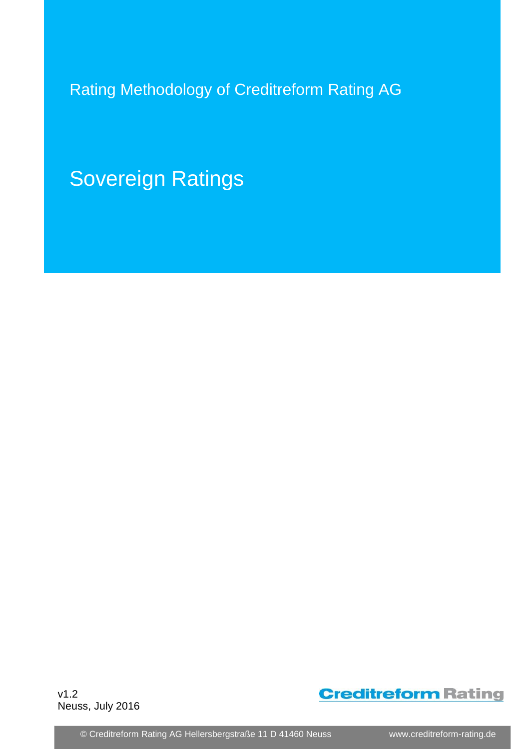Rating Methodology of Creditreform Rating AG

# Sovereign Ratings

v1.2
Neuss, July 2016

Creditreform Rating

© Creditreform Rating AG Hellersbergstraße 11 D 41460 Neuss www.creditreform-rating.de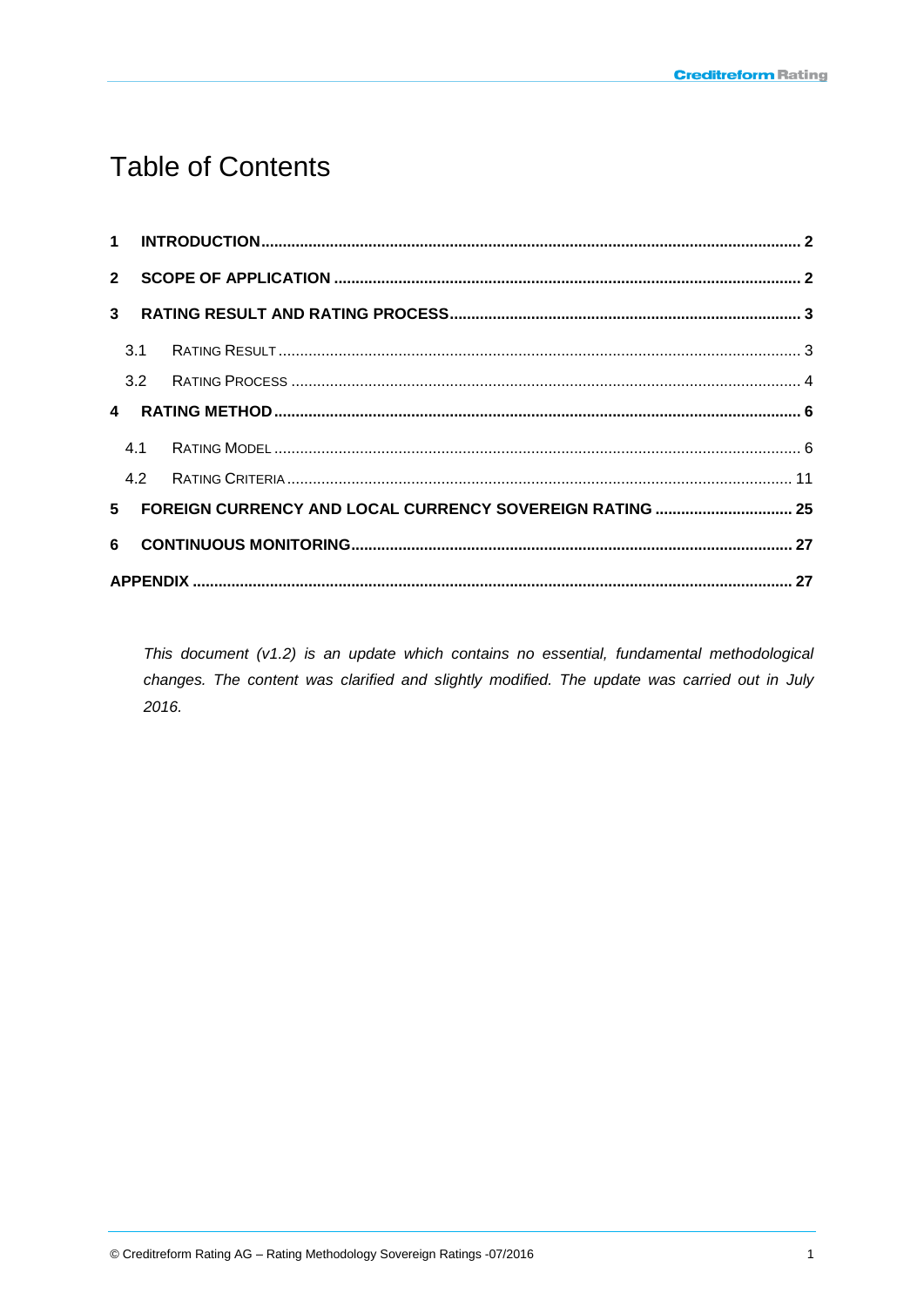# Table of Contents

| | | |
|---|---|---|
| **1** | **INTRODUCTION** | **2** |
| **2** | **SCOPE OF APPLICATION** | **2** |
| **3** | **RATING RESULT AND RATING PROCESS** | **3** |
| 3.1 | RATING RESULT | 3 |
| 3.2 | RATING PROCESS | 4 |
| **4** | **RATING METHOD** | **6** |
| 4.1 | RATING MODEL | 6 |
| 4.2 | RATING CRITERIA | 11 |
| **5** | **FOREIGN CURRENCY AND LOCAL CURRENCY SOVEREIGN RATING** | **25** |
| **6** | **CONTINUOUS MONITORING** | **27** |
| **APPENDIX** | | **27** |

*This document (v1.2) is an update which contains no essential, fundamental methodological changes. The content was clarified and slightly modified. The update was carried out in July 2016.*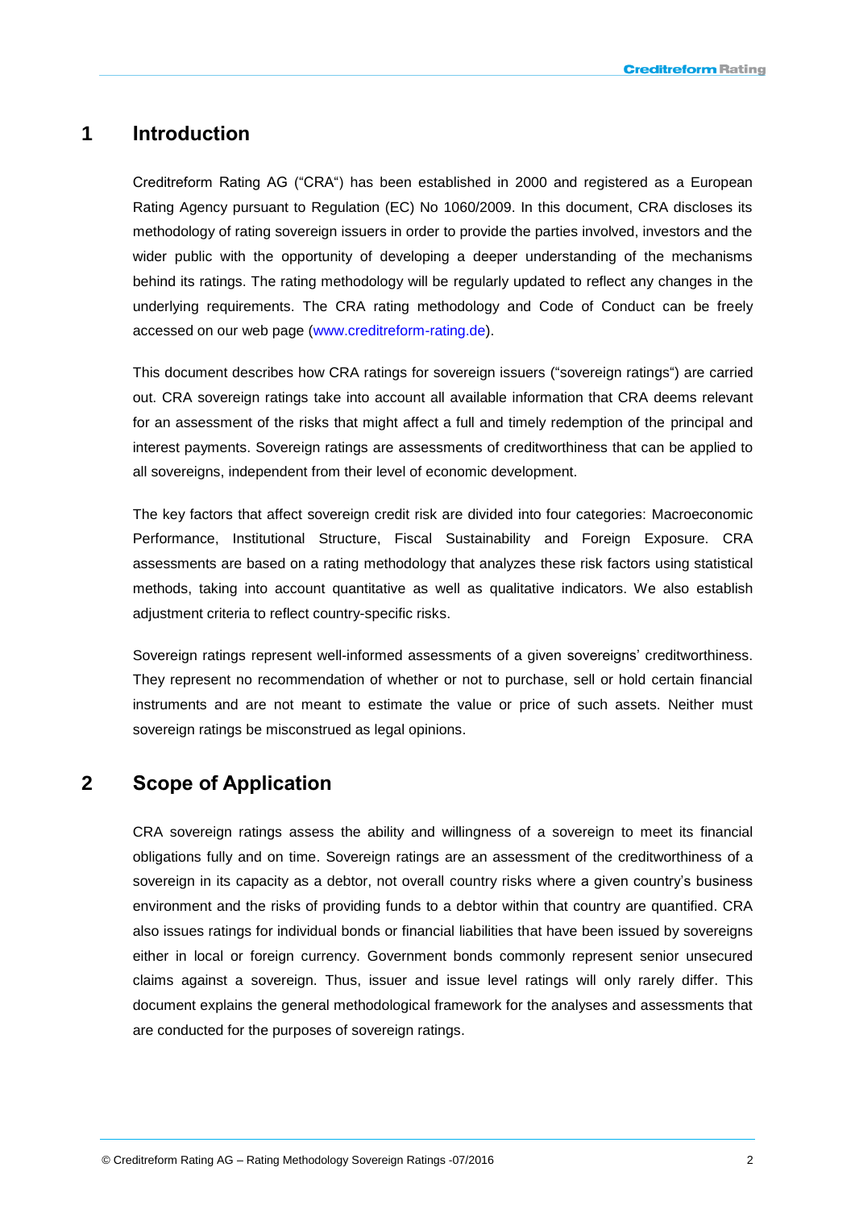# 1 Introduction

Creditreform Rating AG ("CRA") has been established in 2000 and registered as a European Rating Agency pursuant to Regulation (EC) No 1060/2009. In this document, CRA discloses its methodology of rating sovereign issuers in order to provide the parties involved, investors and the wider public with the opportunity of developing a deeper understanding of the mechanisms behind its ratings. The rating methodology will be regularly updated to reflect any changes in the underlying requirements. The CRA rating methodology and Code of Conduct can be freely accessed on our web page (www.creditreform-rating.de).

This document describes how CRA ratings for sovereign issuers ("sovereign ratings") are carried out. CRA sovereign ratings take into account all available information that CRA deems relevant for an assessment of the risks that might affect a full and timely redemption of the principal and interest payments. Sovereign ratings are assessments of creditworthiness that can be applied to all sovereigns, independent from their level of economic development.

The key factors that affect sovereign credit risk are divided into four categories: Macroeconomic Performance, Institutional Structure, Fiscal Sustainability and Foreign Exposure. CRA assessments are based on a rating methodology that analyzes these risk factors using statistical methods, taking into account quantitative as well as qualitative indicators. We also establish adjustment criteria to reflect country-specific risks.

Sovereign ratings represent well-informed assessments of a given sovereigns' creditworthiness. They represent no recommendation of whether or not to purchase, sell or hold certain financial instruments and are not meant to estimate the value or price of such assets. Neither must sovereign ratings be misconstrued as legal opinions.

# 2 Scope of Application

CRA sovereign ratings assess the ability and willingness of a sovereign to meet its financial obligations fully and on time. Sovereign ratings are an assessment of the creditworthiness of a sovereign in its capacity as a debtor, not overall country risks where a given country's business environment and the risks of providing funds to a debtor within that country are quantified. CRA also issues ratings for individual bonds or financial liabilities that have been issued by sovereigns either in local or foreign currency. Government bonds commonly represent senior unsecured claims against a sovereign. Thus, issuer and issue level ratings will only rarely differ. This document explains the general methodological framework for the analyses and assessments that are conducted for the purposes of sovereign ratings.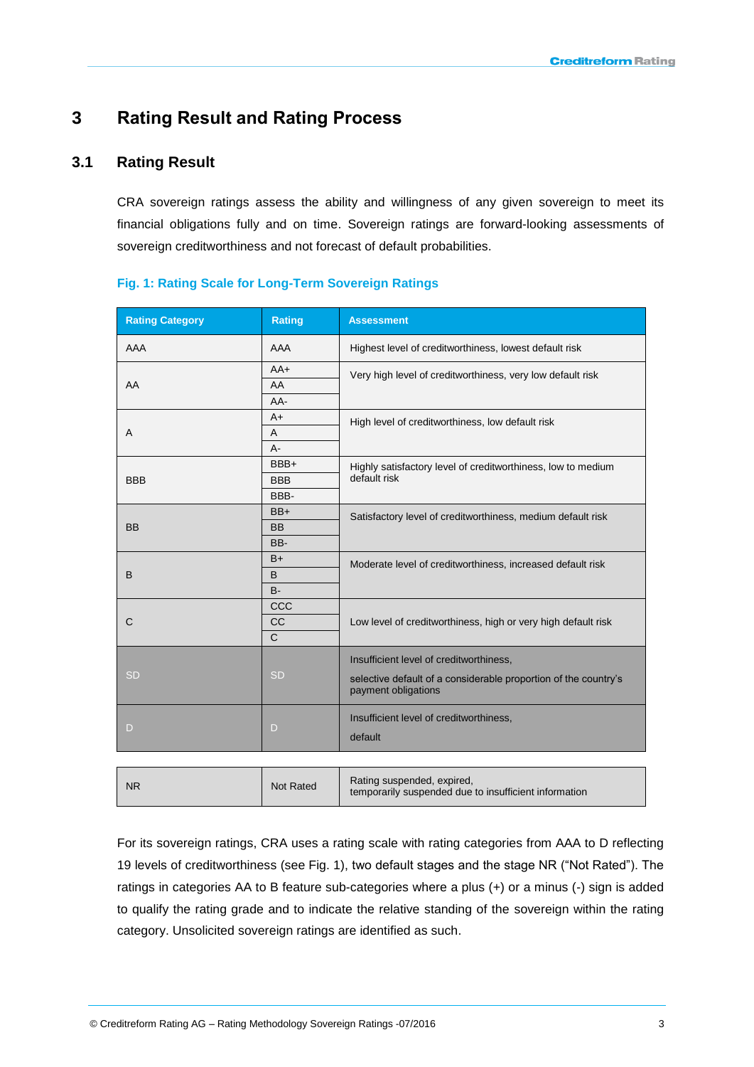# 3 Rating Result and Rating Process

## 3.1 Rating Result

CRA sovereign ratings assess the ability and willingness of any given sovereign to meet its financial obligations fully and on time. Sovereign ratings are forward-looking assessments of sovereign creditworthiness and not forecast of default probabilities.

**Fig. 1: Rating Scale for Long-Term Sovereign Ratings**

| Rating Category | Rating | Assessment |
|---|---|---|
| AAA | AAA | Highest level of creditworthiness, lowest default risk |
| AA | AA+ | Very high level of creditworthiness, very low default risk |
| | AA | |
| | AA- | |
| A | A+ | High level of creditworthiness, low default risk |
| | A | |
| | A- | |
| BBB | BBB+ | Highly satisfactory level of creditworthiness, low to medium default risk |
| | BBB | |
| | BBB- | |
| BB | BB+ | Satisfactory level of creditworthiness, medium default risk |
| | BB | |
| | BB- | |
| B | B+ | Moderate level of creditworthiness, increased default risk |
| | B | |
| | B- | |
| C | CCC | Low level of creditworthiness, high or very high default risk |
| | CC | |
| | C | |
| SD | SD | Insufficient level of creditworthiness, selective default of a considerable proportion of the country's payment obligations |
| D | D | Insufficient level of creditworthiness, default |
| NR | Not Rated | Rating suspended, expired, temporarily suspended due to insufficient information |

For its sovereign ratings, CRA uses a rating scale with rating categories from AAA to D reflecting 19 levels of creditworthiness (see Fig. 1), two default stages and the stage NR ("Not Rated"). The ratings in categories AA to B feature sub-categories where a plus (+) or a minus (-) sign is added to qualify the rating grade and to indicate the relative standing of the sovereign within the rating category. Unsolicited sovereign ratings are identified as such.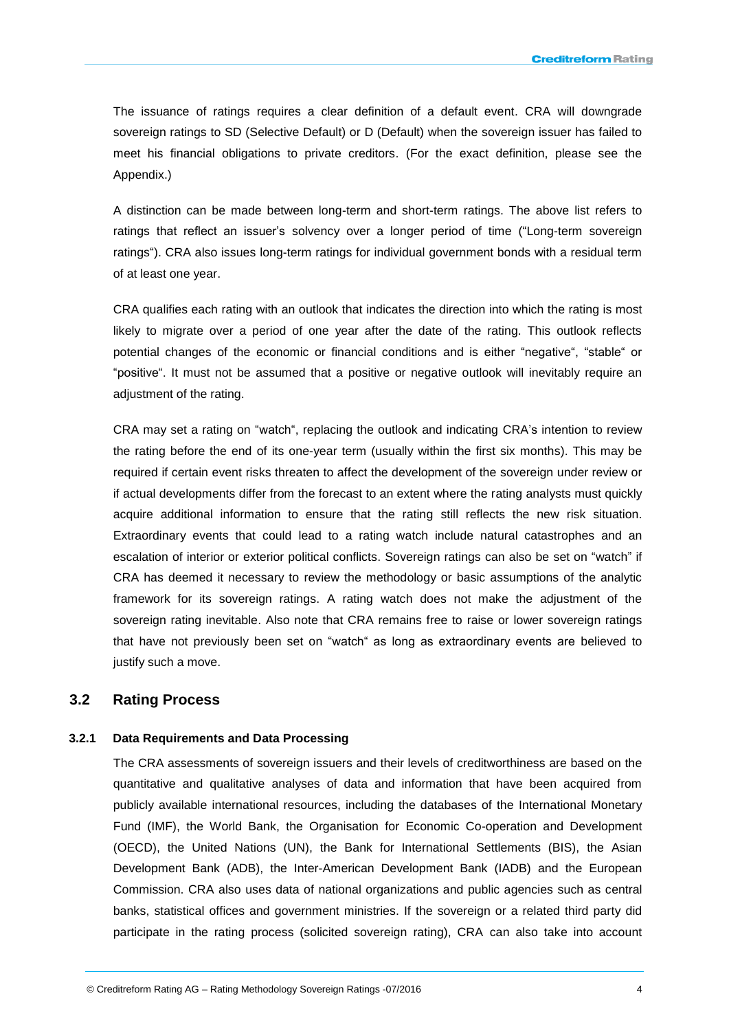The issuance of ratings requires a clear definition of a default event. CRA will downgrade sovereign ratings to SD (Selective Default) or D (Default) when the sovereign issuer has failed to meet his financial obligations to private creditors. (For the exact definition, please see the Appendix.)

A distinction can be made between long-term and short-term ratings. The above list refers to ratings that reflect an issuer's solvency over a longer period of time ("Long-term sovereign ratings"). CRA also issues long-term ratings for individual government bonds with a residual term of at least one year.

CRA qualifies each rating with an outlook that indicates the direction into which the rating is most likely to migrate over a period of one year after the date of the rating. This outlook reflects potential changes of the economic or financial conditions and is either "negative", "stable" or "positive". It must not be assumed that a positive or negative outlook will inevitably require an adjustment of the rating.

CRA may set a rating on "watch", replacing the outlook and indicating CRA's intention to review the rating before the end of its one-year term (usually within the first six months). This may be required if certain event risks threaten to affect the development of the sovereign under review or if actual developments differ from the forecast to an extent where the rating analysts must quickly acquire additional information to ensure that the rating still reflects the new risk situation. Extraordinary events that could lead to a rating watch include natural catastrophes and an escalation of interior or exterior political conflicts. Sovereign ratings can also be set on "watch" if CRA has deemed it necessary to review the methodology or basic assumptions of the analytic framework for its sovereign ratings. A rating watch does not make the adjustment of the sovereign rating inevitable. Also note that CRA remains free to raise or lower sovereign ratings that have not previously been set on "watch" as long as extraordinary events are believed to justify such a move.

## 3.2 Rating Process

### 3.2.1 Data Requirements and Data Processing

The CRA assessments of sovereign issuers and their levels of creditworthiness are based on the quantitative and qualitative analyses of data and information that have been acquired from publicly available international resources, including the databases of the International Monetary Fund (IMF), the World Bank, the Organisation for Economic Co-operation and Development (OECD), the United Nations (UN), the Bank for International Settlements (BIS), the Asian Development Bank (ADB), the Inter-American Development Bank (IADB) and the European Commission. CRA also uses data of national organizations and public agencies such as central banks, statistical offices and government ministries. If the sovereign or a related third party did participate in the rating process (solicited sovereign rating), CRA can also take into account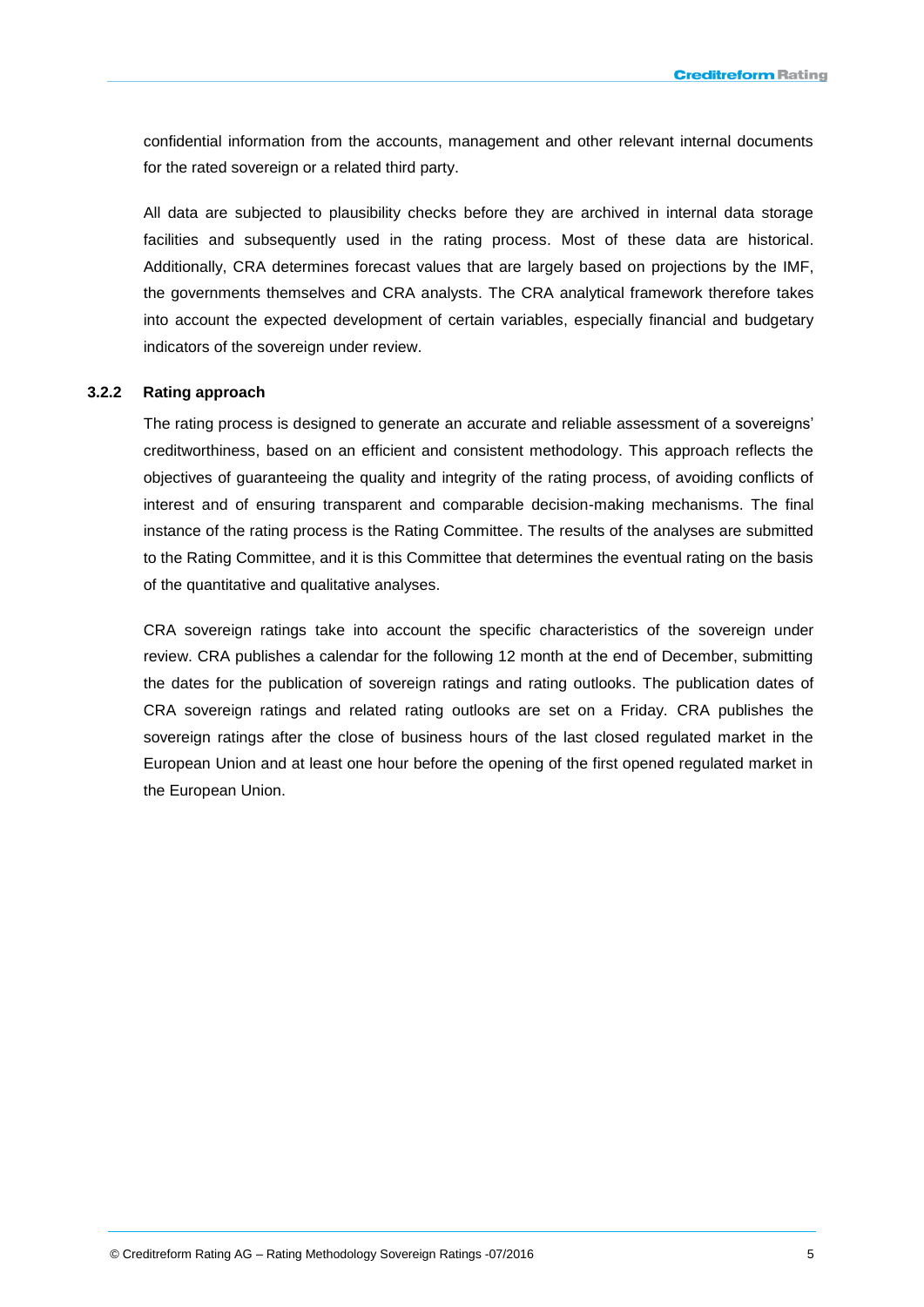confidential information from the accounts, management and other relevant internal documents for the rated sovereign or a related third party.

All data are subjected to plausibility checks before they are archived in internal data storage facilities and subsequently used in the rating process. Most of these data are historical. Additionally, CRA determines forecast values that are largely based on projections by the IMF, the governments themselves and CRA analysts. The CRA analytical framework therefore takes into account the expected development of certain variables, especially financial and budgetary indicators of the sovereign under review.

### 3.2.2 Rating approach

The rating process is designed to generate an accurate and reliable assessment of a sovereigns' creditworthiness, based on an efficient and consistent methodology. This approach reflects the objectives of guaranteeing the quality and integrity of the rating process, of avoiding conflicts of interest and of ensuring transparent and comparable decision-making mechanisms. The final instance of the rating process is the Rating Committee. The results of the analyses are submitted to the Rating Committee, and it is this Committee that determines the eventual rating on the basis of the quantitative and qualitative analyses.

CRA sovereign ratings take into account the specific characteristics of the sovereign under review. CRA publishes a calendar for the following 12 month at the end of December, submitting the dates for the publication of sovereign ratings and rating outlooks. The publication dates of CRA sovereign ratings and related rating outlooks are set on a Friday. CRA publishes the sovereign ratings after the close of business hours of the last closed regulated market in the European Union and at least one hour before the opening of the first opened regulated market in the European Union.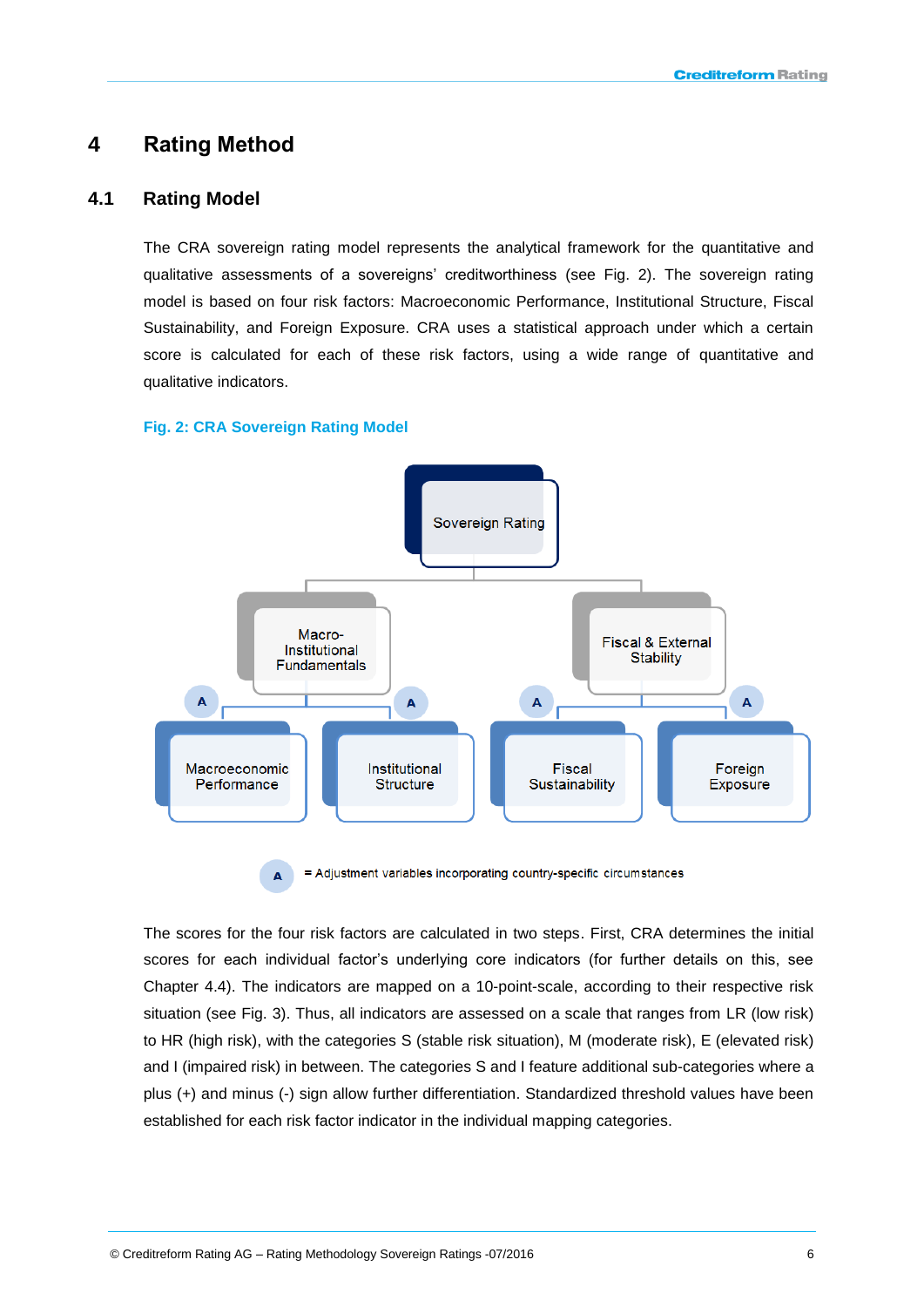# 4 Rating Method

## 4.1 Rating Model

The CRA sovereign rating model represents the analytical framework for the quantitative and qualitative assessments of a sovereigns' creditworthiness (see Fig. 2). The sovereign rating model is based on four risk factors: Macroeconomic Performance, Institutional Structure, Fiscal Sustainability, and Foreign Exposure. CRA uses a statistical approach under which a certain score is calculated for each of these risk factors, using a wide range of quantitative and qualitative indicators.

**Fig. 2: CRA Sovereign Rating Model**

Sovereign Rating

Macro-Institutional Fundamentals

Fiscal & External Stability

Macroeconomic Performance

Institutional Structure

Fiscal Sustainability

Foreign Exposure

A = Adjustment variables incorporating country-specific circumstances

The scores for the four risk factors are calculated in two steps. First, CRA determines the initial scores for each individual factor's underlying core indicators (for further details on this, see Chapter 4.4). The indicators are mapped on a 10-point-scale, according to their respective risk situation (see Fig. 3). Thus, all indicators are assessed on a scale that ranges from LR (low risk) to HR (high risk), with the categories S (stable risk situation), M (moderate risk), E (elevated risk) and I (impaired risk) in between. The categories S and I feature additional sub-categories where a plus (+) and minus (-) sign allow further differentiation. Standardized threshold values have been established for each risk factor indicator in the individual mapping categories.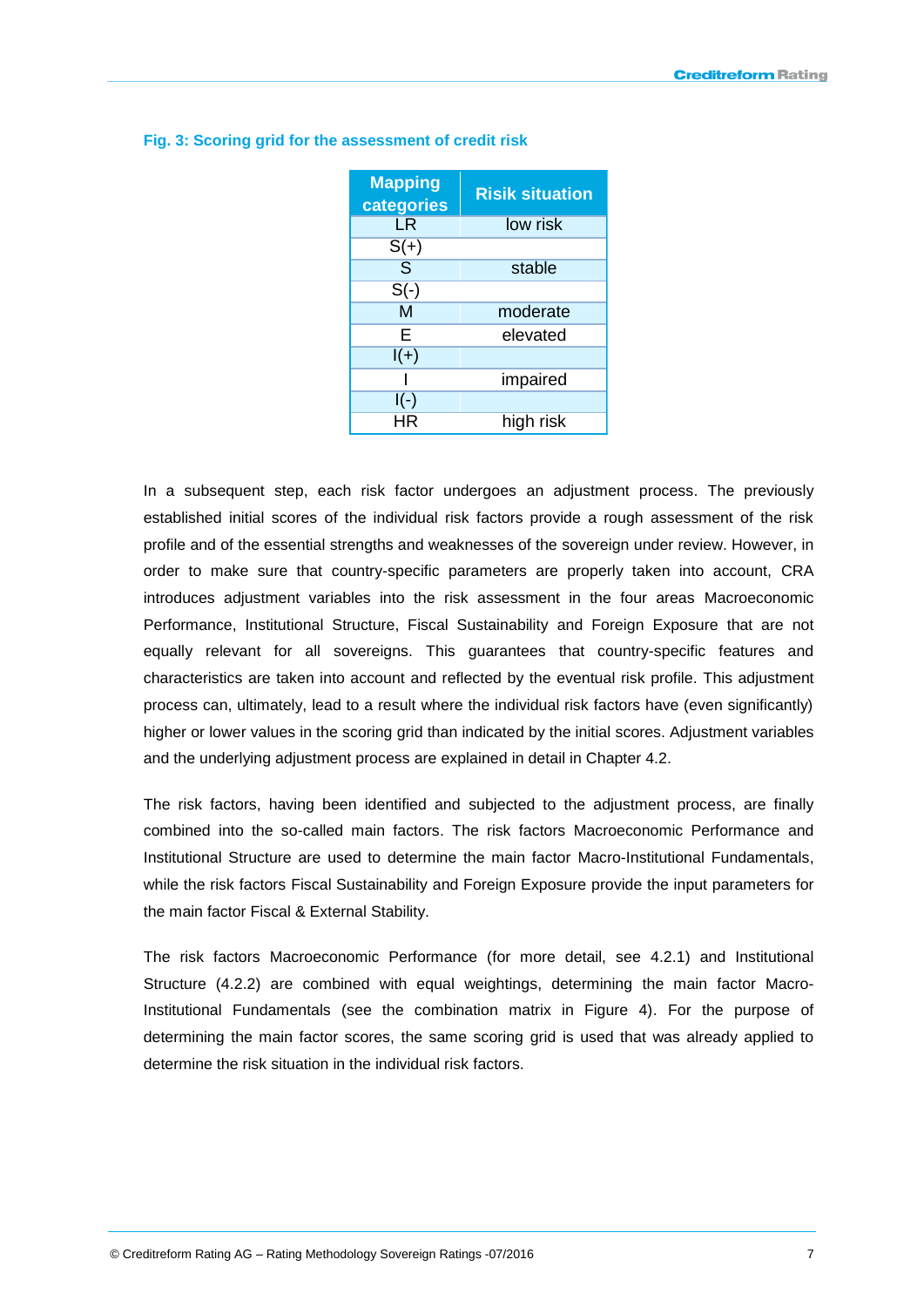**Fig. 3: Scoring grid for the assessment of credit risk**

| Mapping categories | Risik situation |
|---|---|
| LR | low risk |
| S(+) | |
| S | stable |
| S(-) | |
| M | moderate |
| E | elevated |
| I(+) | |
| I | impaired |
| I(-) | |
| HR | high risk |

In a subsequent step, each risk factor undergoes an adjustment process. The previously established initial scores of the individual risk factors provide a rough assessment of the risk profile and of the essential strengths and weaknesses of the sovereign under review. However, in order to make sure that country-specific parameters are properly taken into account, CRA introduces adjustment variables into the risk assessment in the four areas Macroeconomic Performance, Institutional Structure, Fiscal Sustainability and Foreign Exposure that are not equally relevant for all sovereigns. This guarantees that country-specific features and characteristics are taken into account and reflected by the eventual risk profile. This adjustment process can, ultimately, lead to a result where the individual risk factors have (even significantly) higher or lower values in the scoring grid than indicated by the initial scores. Adjustment variables and the underlying adjustment process are explained in detail in Chapter 4.2.

The risk factors, having been identified and subjected to the adjustment process, are finally combined into the so-called main factors. The risk factors Macroeconomic Performance and Institutional Structure are used to determine the main factor Macro-Institutional Fundamentals, while the risk factors Fiscal Sustainability and Foreign Exposure provide the input parameters for the main factor Fiscal & External Stability.

The risk factors Macroeconomic Performance (for more detail, see 4.2.1) and Institutional Structure (4.2.2) are combined with equal weightings, determining the main factor Macro-Institutional Fundamentals (see the combination matrix in Figure 4). For the purpose of determining the main factor scores, the same scoring grid is used that was already applied to determine the risk situation in the individual risk factors.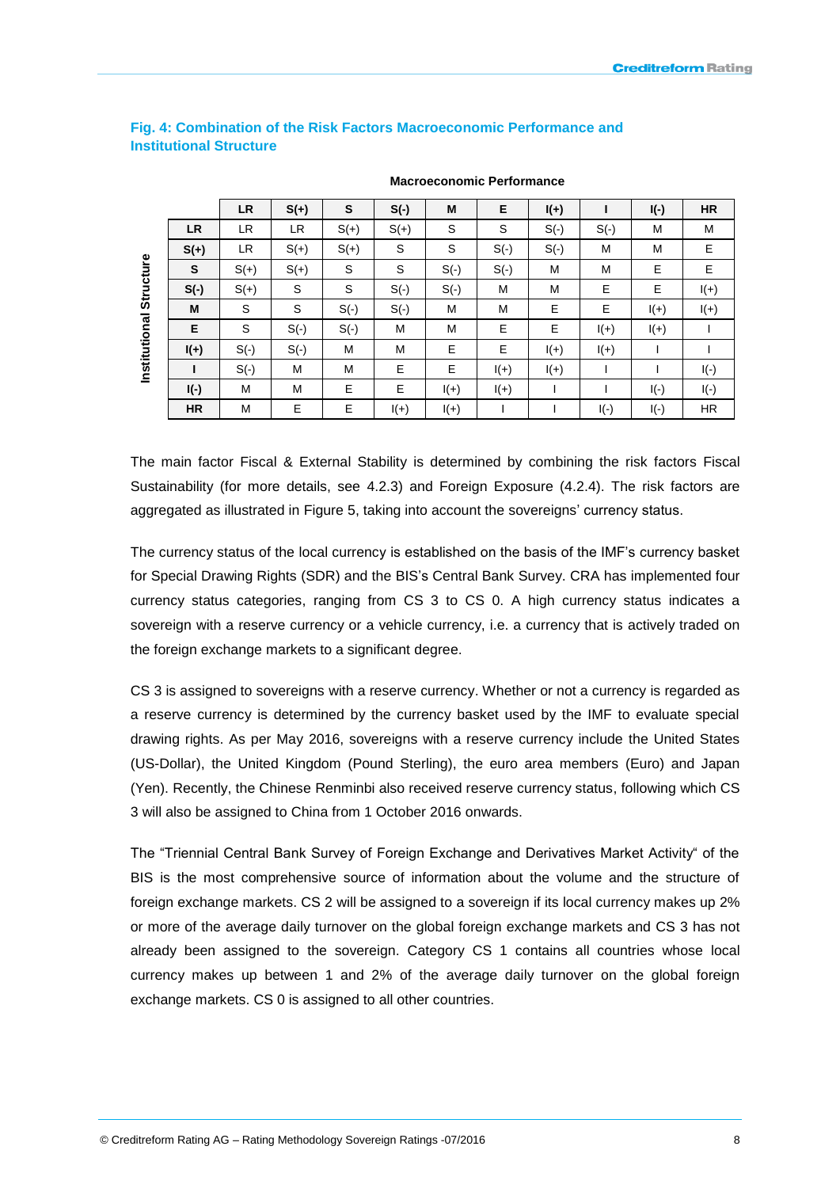**Fig. 4: Combination of the Risk Factors Macroeconomic Performance and Institutional Structure**

| Institutional Structure \ Macroeconomic Performance | LR | S(+) | S | S(-) | M | E | I(+) | I | I(-) | HR |
|---|---|---|---|---|---|---|---|---|---|---|
| **LR** | LR | LR | S(+) | S(+) | S | S | S(-) | S(-) | M | M |
| **S(+)** | LR | S(+) | S(+) | S | S | S(-) | S(-) | M | M | E |
| **S** | S(+) | S(+) | S | S | S(-) | S(-) | M | M | E | E |
| **S(-)** | S(+) | S | S | S(-) | S(-) | M | M | E | E | I(+) |
| **M** | S | S | S(-) | S(-) | M | M | E | E | I(+) | I(+) |
| **E** | S | S(-) | S(-) | M | M | E | E | I(+) | I(+) | I |
| **I(+)** | S(-) | S(-) | M | M | E | E | I(+) | I(+) | I | I |
| **I** | S(-) | M | M | E | E | I(+) | I(+) | I | I | I(-) |
| **I(-)** | M | M | E | E | I(+) | I(+) | I | I | I(-) | I(-) |
| **HR** | M | E | E | I(+) | I(+) | I | I | I(-) | I(-) | HR |

The main factor Fiscal & External Stability is determined by combining the risk factors Fiscal Sustainability (for more details, see 4.2.3) and Foreign Exposure (4.2.4). The risk factors are aggregated as illustrated in Figure 5, taking into account the sovereigns' currency status.

The currency status of the local currency is established on the basis of the IMF's currency basket for Special Drawing Rights (SDR) and the BIS's Central Bank Survey. CRA has implemented four currency status categories, ranging from CS 3 to CS 0. A high currency status indicates a sovereign with a reserve currency or a vehicle currency, i.e. a currency that is actively traded on the foreign exchange markets to a significant degree.

CS 3 is assigned to sovereigns with a reserve currency. Whether or not a currency is regarded as a reserve currency is determined by the currency basket used by the IMF to evaluate special drawing rights. As per May 2016, sovereigns with a reserve currency include the United States (US-Dollar), the United Kingdom (Pound Sterling), the euro area members (Euro) and Japan (Yen). Recently, the Chinese Renminbi also received reserve currency status, following which CS 3 will also be assigned to China from 1 October 2016 onwards.

The "Triennial Central Bank Survey of Foreign Exchange and Derivatives Market Activity" of the BIS is the most comprehensive source of information about the volume and the structure of foreign exchange markets. CS 2 will be assigned to a sovereign if its local currency makes up 2% or more of the average daily turnover on the global foreign exchange markets and CS 3 has not already been assigned to the sovereign. Category CS 1 contains all countries whose local currency makes up between 1 and 2% of the average daily turnover on the global foreign exchange markets. CS 0 is assigned to all other countries.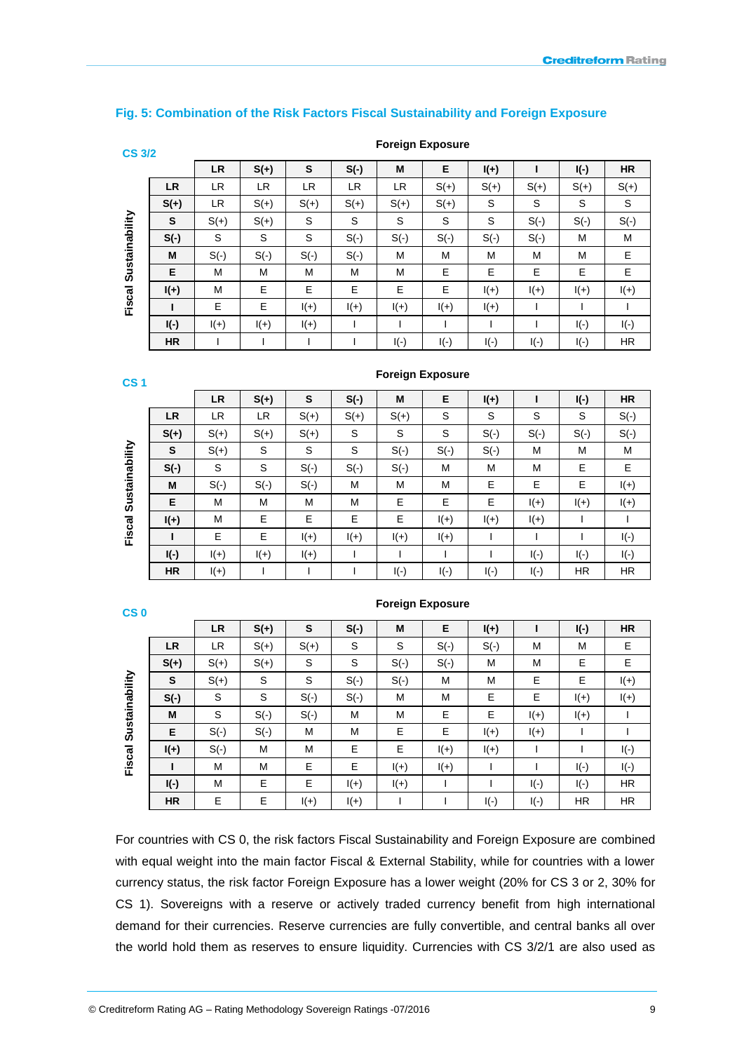### Fig. 5: Combination of the Risk Factors Fiscal Sustainability and Foreign Exposure

**CS 3/2**

| Fiscal Sustainability \ Foreign Exposure | LR | S(+) | S | S(-) | M | E | I(+) | I | I(-) | HR |
|---|---|---|---|---|---|---|---|---|---|---|
| **LR** | LR | LR | LR | LR | LR | S(+) | S(+) | S(+) | S(+) | S(+) |
| **S(+)** | LR | S(+) | S(+) | S(+) | S(+) | S(+) | S | S | S | S |
| **S** | S(+) | S(+) | S | S | S | S | S | S(-) | S(-) | S(-) |
| **S(-)** | S | S | S | S(-) | S(-) | S(-) | S(-) | S(-) | M | M |
| **M** | S(-) | S(-) | S(-) | S(-) | M | M | M | M | M | E |
| **E** | M | M | M | M | M | E | E | E | E | E |
| **I(+)** | M | E | E | E | E | E | I(+) | I(+) | I(+) | I(+) |
| **I** | E | E | I(+) | I(+) | I(+) | I(+) | I(+) | I | I | I |
| **I(-)** | I(+) | I(+) | I(+) | I | I | I | I | I | I(-) | I(-) |
| **HR** | I | I | I | I | I(-) | I(-) | I(-) | I(-) | I(-) | HR |

**CS 1**

| Fiscal Sustainability \ Foreign Exposure | LR | S(+) | S | S(-) | M | E | I(+) | I | I(-) | HR |
|---|---|---|---|---|---|---|---|---|---|---|
| **LR** | LR | LR | S(+) | S(+) | S(+) | S | S | S | S | S(-) |
| **S(+)** | S(+) | S(+) | S(+) | S | S | S | S(-) | S(-) | S(-) | S(-) |
| **S** | S(+) | S | S | S | S(-) | S(-) | S(-) | M | M | M |
| **S(-)** | S | S | S(-) | S(-) | S(-) | M | M | M | E | E |
| **M** | S(-) | S(-) | S(-) | M | M | M | E | E | E | I(+) |
| **E** | M | M | M | M | E | E | E | I(+) | I(+) | I(+) |
| **I(+)** | M | E | E | E | E | I(+) | I(+) | I(+) | I | I |
| **I** | E | E | I(+) | I(+) | I(+) | I(+) | I | I | I | I(-) |
| **I(-)** | I(+) | I(+) | I(+) | I | I | I | I | I(-) | I(-) | I(-) |
| **HR** | I(+) | I | I | I | I(-) | I(-) | I(-) | I(-) | HR | HR |

**CS 0**

| Fiscal Sustainability \ Foreign Exposure | LR | S(+) | S | S(-) | M | E | I(+) | I | I(-) | HR |
|---|---|---|---|---|---|---|---|---|---|---|
| **LR** | LR | S(+) | S(+) | S | S | S(-) | S(-) | M | M | E |
| **S(+)** | S(+) | S(+) | S | S | S(-) | S(-) | M | M | E | E |
| **S** | S(+) | S | S | S(-) | S(-) | M | M | E | E | I(+) |
| **S(-)** | S | S | S(-) | S(-) | M | M | E | E | I(+) | I(+) |
| **M** | S | S(-) | S(-) | M | M | E | E | I(+) | I(+) | I |
| **E** | S(-) | S(-) | M | M | E | E | I(+) | I(+) | I | I |
| **I(+)** | S(-) | M | M | E | E | I(+) | I(+) | I | I | I(-) |
| **I** | M | M | E | E | I(+) | I(+) | I | I | I(-) | I(-) |
| **I(-)** | M | E | E | I(+) | I(+) | I | I | I(-) | I(-) | HR |
| **HR** | E | E | I(+) | I(+) | I | I | I(-) | I(-) | HR | HR |

For countries with CS 0, the risk factors Fiscal Sustainability and Foreign Exposure are combined with equal weight into the main factor Fiscal & External Stability, while for countries with a lower currency status, the risk factor Foreign Exposure has a lower weight (20% for CS 3 or 2, 30% for CS 1). Sovereigns with a reserve or actively traded currency benefit from high international demand for their currencies. Reserve currencies are fully convertible, and central banks all over the world hold them as reserves to ensure liquidity. Currencies with CS 3/2/1 are also used as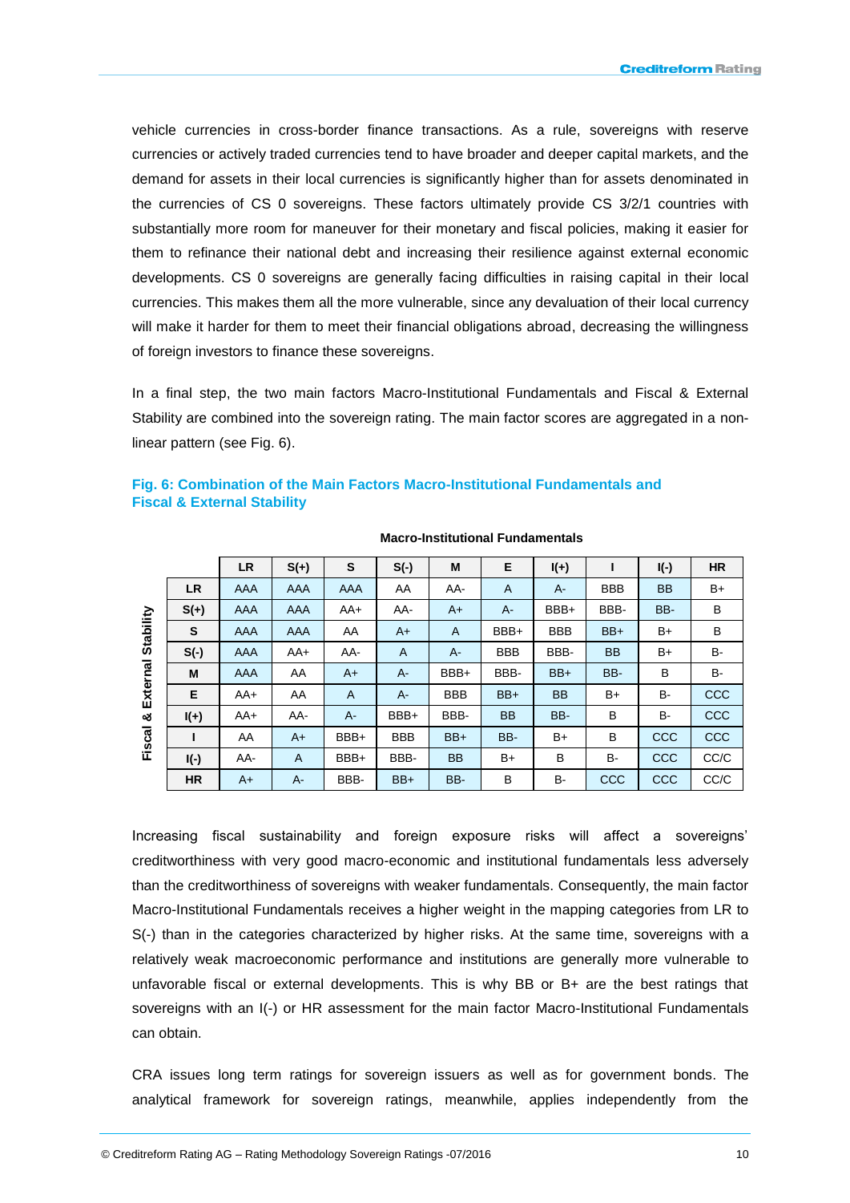vehicle currencies in cross-border finance transactions. As a rule, sovereigns with reserve currencies or actively traded currencies tend to have broader and deeper capital markets, and the demand for assets in their local currencies is significantly higher than for assets denominated in the currencies of CS 0 sovereigns. These factors ultimately provide CS 3/2/1 countries with substantially more room for maneuver for their monetary and fiscal policies, making it easier for them to refinance their national debt and increasing their resilience against external economic developments. CS 0 sovereigns are generally facing difficulties in raising capital in their local currencies. This makes them all the more vulnerable, since any devaluation of their local currency will make it harder for them to meet their financial obligations abroad, decreasing the willingness of foreign investors to finance these sovereigns.

In a final step, the two main factors Macro-Institutional Fundamentals and Fiscal & External Stability are combined into the sovereign rating. The main factor scores are aggregated in a non-linear pattern (see Fig. 6).

**Fig. 6: Combination of the Main Factors Macro-Institutional Fundamentals and Fiscal & External Stability**

| Fiscal & External Stability \ Macro-Institutional Fundamentals | LR | S(+) | S | S(-) | M | E | I(+) | I | I(-) | HR |
|---|---|---|---|---|---|---|---|---|---|---|
| **LR** | AAA | AAA | AAA | AA | AA- | A | A- | BBB | BB | B+ |
| **S(+)** | AAA | AAA | AA+ | AA- | A+ | A- | BBB+ | BBB- | BB- | B |
| **S** | AAA | AAA | AA | A+ | A | BBB+ | BBB | BB+ | B+ | B |
| **S(-)** | AAA | AA+ | AA- | A | A- | BBB | BBB- | BB | B+ | B- |
| **M** | AAA | AA | A+ | A- | BBB+ | BBB- | BB+ | BB- | B | B- |
| **E** | AA+ | AA | A | A- | BBB | BB+ | BB | B+ | B- | CCC |
| **I(+)** | AA+ | AA- | A- | BBB+ | BBB- | BB | BB- | B | B- | CCC |
| **I** | AA | A+ | BBB+ | BBB | BB+ | BB- | B+ | B | CCC | CCC |
| **I(-)** | AA- | A | BBB+ | BBB- | BB | B+ | B | B- | CCC | CC/C |
| **HR** | A+ | A- | BBB- | BB+ | BB- | B | B- | CCC | CCC | CC/C |

Increasing fiscal sustainability and foreign exposure risks will affect a sovereigns' creditworthiness with very good macro-economic and institutional fundamentals less adversely than the creditworthiness of sovereigns with weaker fundamentals. Consequently, the main factor Macro-Institutional Fundamentals receives a higher weight in the mapping categories from LR to S(-) than in the categories characterized by higher risks. At the same time, sovereigns with a relatively weak macroeconomic performance and institutions are generally more vulnerable to unfavorable fiscal or external developments. This is why BB or B+ are the best ratings that sovereigns with an I(-) or HR assessment for the main factor Macro-Institutional Fundamentals can obtain.

CRA issues long term ratings for sovereign issuers as well as for government bonds. The analytical framework for sovereign ratings, meanwhile, applies independently from the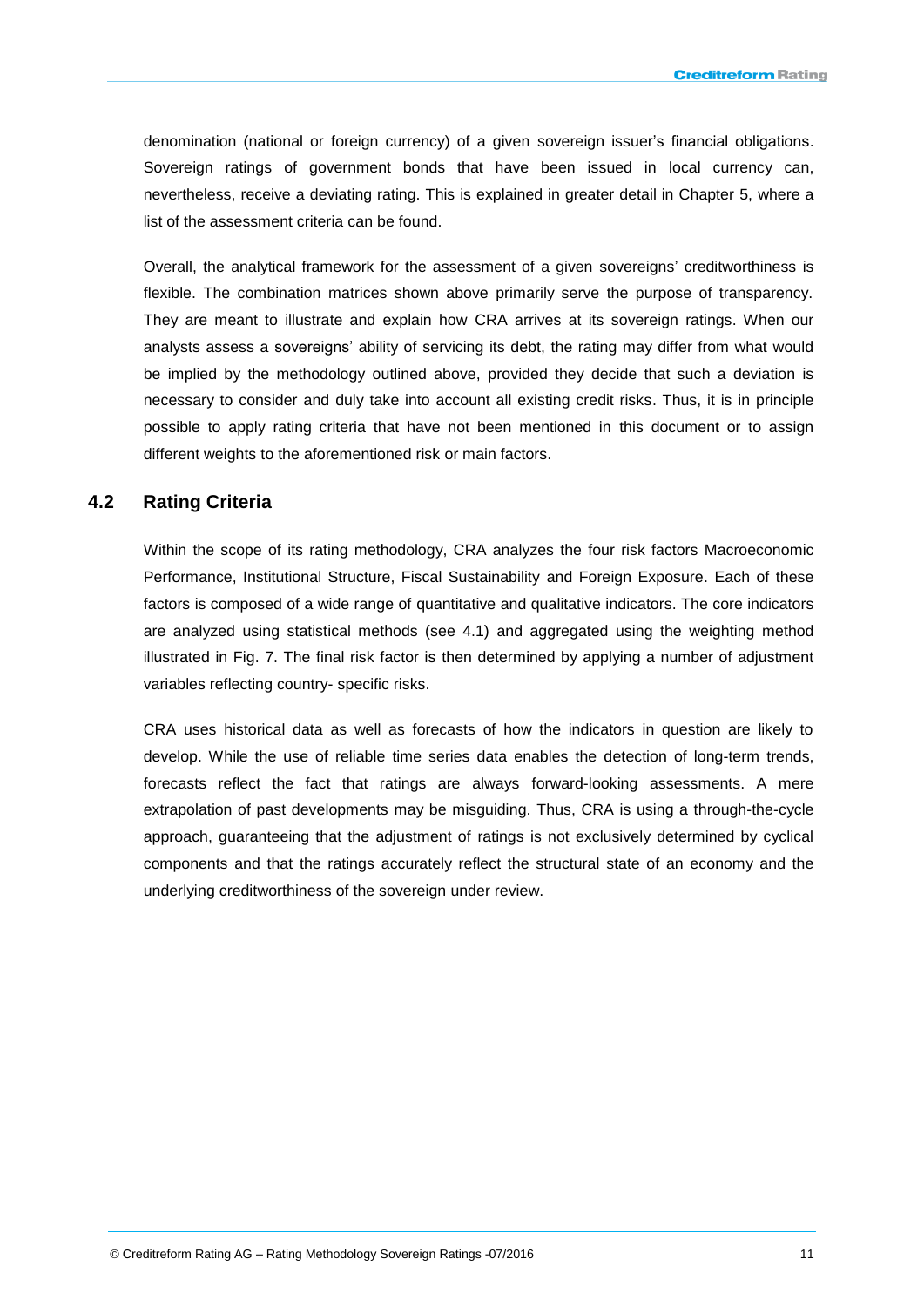denomination (national or foreign currency) of a given sovereign issuer's financial obligations. Sovereign ratings of government bonds that have been issued in local currency can, nevertheless, receive a deviating rating. This is explained in greater detail in Chapter 5, where a list of the assessment criteria can be found.

Overall, the analytical framework for the assessment of a given sovereigns' creditworthiness is flexible. The combination matrices shown above primarily serve the purpose of transparency. They are meant to illustrate and explain how CRA arrives at its sovereign ratings. When our analysts assess a sovereigns' ability of servicing its debt, the rating may differ from what would be implied by the methodology outlined above, provided they decide that such a deviation is necessary to consider and duly take into account all existing credit risks. Thus, it is in principle possible to apply rating criteria that have not been mentioned in this document or to assign different weights to the aforementioned risk or main factors.

## 4.2 Rating Criteria

Within the scope of its rating methodology, CRA analyzes the four risk factors Macroeconomic Performance, Institutional Structure, Fiscal Sustainability and Foreign Exposure. Each of these factors is composed of a wide range of quantitative and qualitative indicators. The core indicators are analyzed using statistical methods (see 4.1) and aggregated using the weighting method illustrated in Fig. 7. The final risk factor is then determined by applying a number of adjustment variables reflecting country- specific risks.

CRA uses historical data as well as forecasts of how the indicators in question are likely to develop. While the use of reliable time series data enables the detection of long-term trends, forecasts reflect the fact that ratings are always forward-looking assessments. A mere extrapolation of past developments may be misguiding. Thus, CRA is using a through-the-cycle approach, guaranteeing that the adjustment of ratings is not exclusively determined by cyclical components and that the ratings accurately reflect the structural state of an economy and the underlying creditworthiness of the sovereign under review.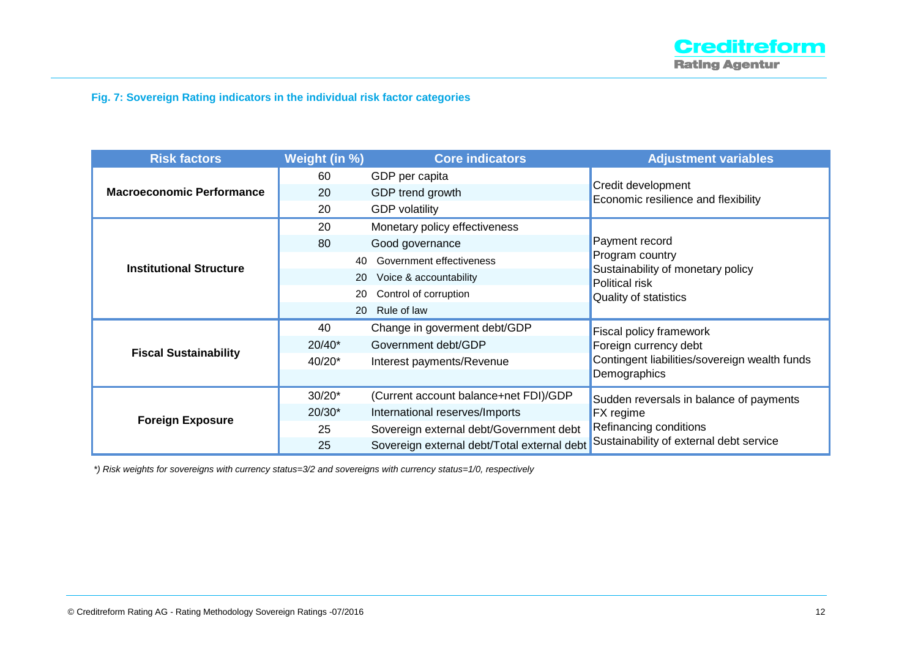**Fig. 7: Sovereign Rating indicators in the individual risk factor categories**

| Risk factors | Weight (in %) | Core indicators | Adjustment variables |
|---|---|---|---|
| **Macroeconomic Performance** | 60 | GDP per capita | Credit development<br>Economic resilience and flexibility |
| | 20 | GDP trend growth | |
| | 20 | GDP volatility | |
| **Institutional Structure** | 20 | Monetary policy effectiveness | Payment record<br>Program country<br>Sustainability of monetary policy<br>Political risk<br>Quality of statistics |
| | 80 | Good governance | |
| | | 40 Government effectiveness | |
| | | 20 Voice & accountability | |
| | | 20 Control of corruption | |
| | | 20 Rule of law | |
| **Fiscal Sustainability** | 40 | Change in goverment debt/GDP | Fiscal policy framework<br>Foreign currency debt<br>Contingent liabilities/sovereign wealth funds<br>Demographics |
| | 20/40* | Government debt/GDP | |
| | 40/20* | Interest payments/Revenue | |
| **Foreign Exposure** | 30/20* | (Current account balance+net FDI)/GDP | Sudden reversals in balance of payments<br>FX regime<br>Refinancing conditions<br>Sustainability of external debt service |
| | 20/30* | International reserves/Imports | |
| | 25 | Sovereign external debt/Government debt | |
| | 25 | Sovereign external debt/Total external debt | |

*\*) Risk weights for sovereigns with currency status=3/2 and sovereigns with currency status=1/0, respectively*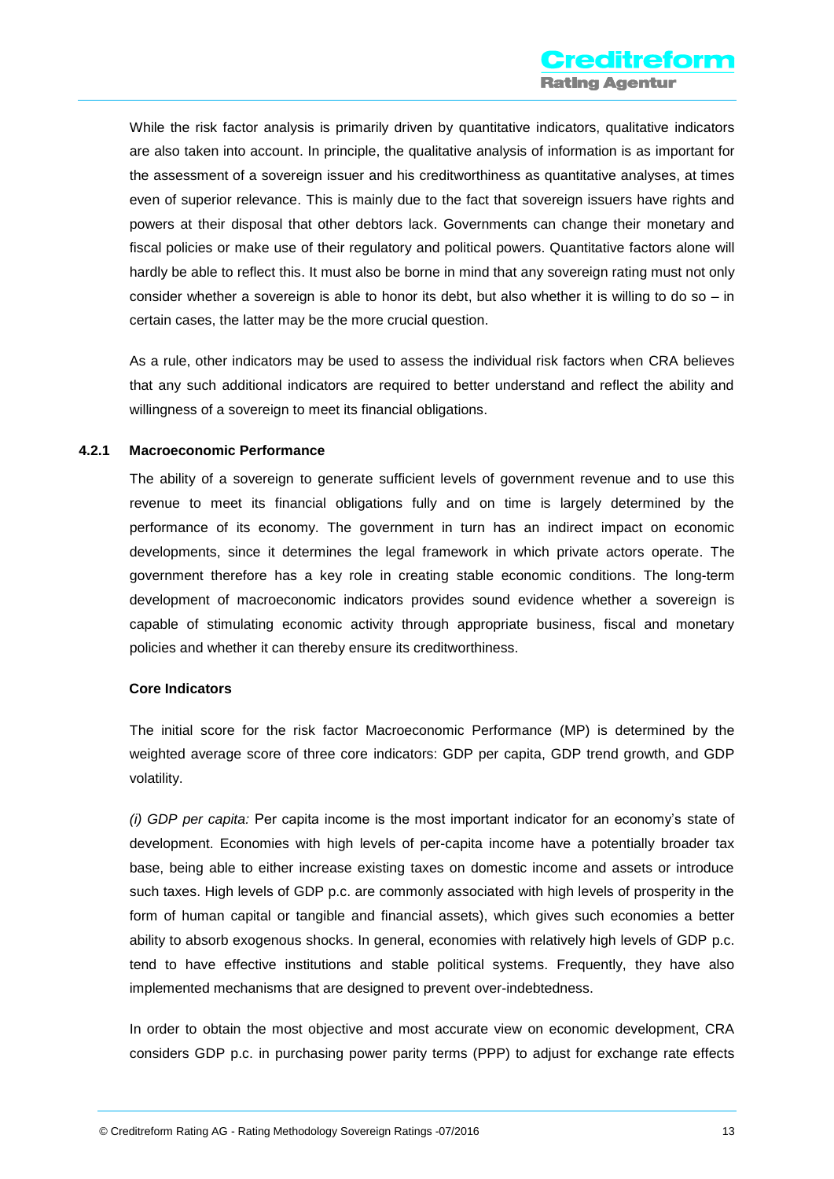While the risk factor analysis is primarily driven by quantitative indicators, qualitative indicators are also taken into account. In principle, the qualitative analysis of information is as important for the assessment of a sovereign issuer and his creditworthiness as quantitative analyses, at times even of superior relevance. This is mainly due to the fact that sovereign issuers have rights and powers at their disposal that other debtors lack. Governments can change their monetary and fiscal policies or make use of their regulatory and political powers. Quantitative factors alone will hardly be able to reflect this. It must also be borne in mind that any sovereign rating must not only consider whether a sovereign is able to honor its debt, but also whether it is willing to do so – in certain cases, the latter may be the more crucial question.

As a rule, other indicators may be used to assess the individual risk factors when CRA believes that any such additional indicators are required to better understand and reflect the ability and willingness of a sovereign to meet its financial obligations.

### 4.2.1 Macroeconomic Performance

The ability of a sovereign to generate sufficient levels of government revenue and to use this revenue to meet its financial obligations fully and on time is largely determined by the performance of its economy. The government in turn has an indirect impact on economic developments, since it determines the legal framework in which private actors operate. The government therefore has a key role in creating stable economic conditions. The long-term development of macroeconomic indicators provides sound evidence whether a sovereign is capable of stimulating economic activity through appropriate business, fiscal and monetary policies and whether it can thereby ensure its creditworthiness.

**Core Indicators**

The initial score for the risk factor Macroeconomic Performance (MP) is determined by the weighted average score of three core indicators: GDP per capita, GDP trend growth, and GDP volatility.

*(i) GDP per capita:* Per capita income is the most important indicator for an economy's state of development. Economies with high levels of per-capita income have a potentially broader tax base, being able to either increase existing taxes on domestic income and assets or introduce such taxes. High levels of GDP p.c. are commonly associated with high levels of prosperity in the form of human capital or tangible and financial assets), which gives such economies a better ability to absorb exogenous shocks. In general, economies with relatively high levels of GDP p.c. tend to have effective institutions and stable political systems. Frequently, they have also implemented mechanisms that are designed to prevent over-indebtedness.

In order to obtain the most objective and most accurate view on economic development, CRA considers GDP p.c. in purchasing power parity terms (PPP) to adjust for exchange rate effects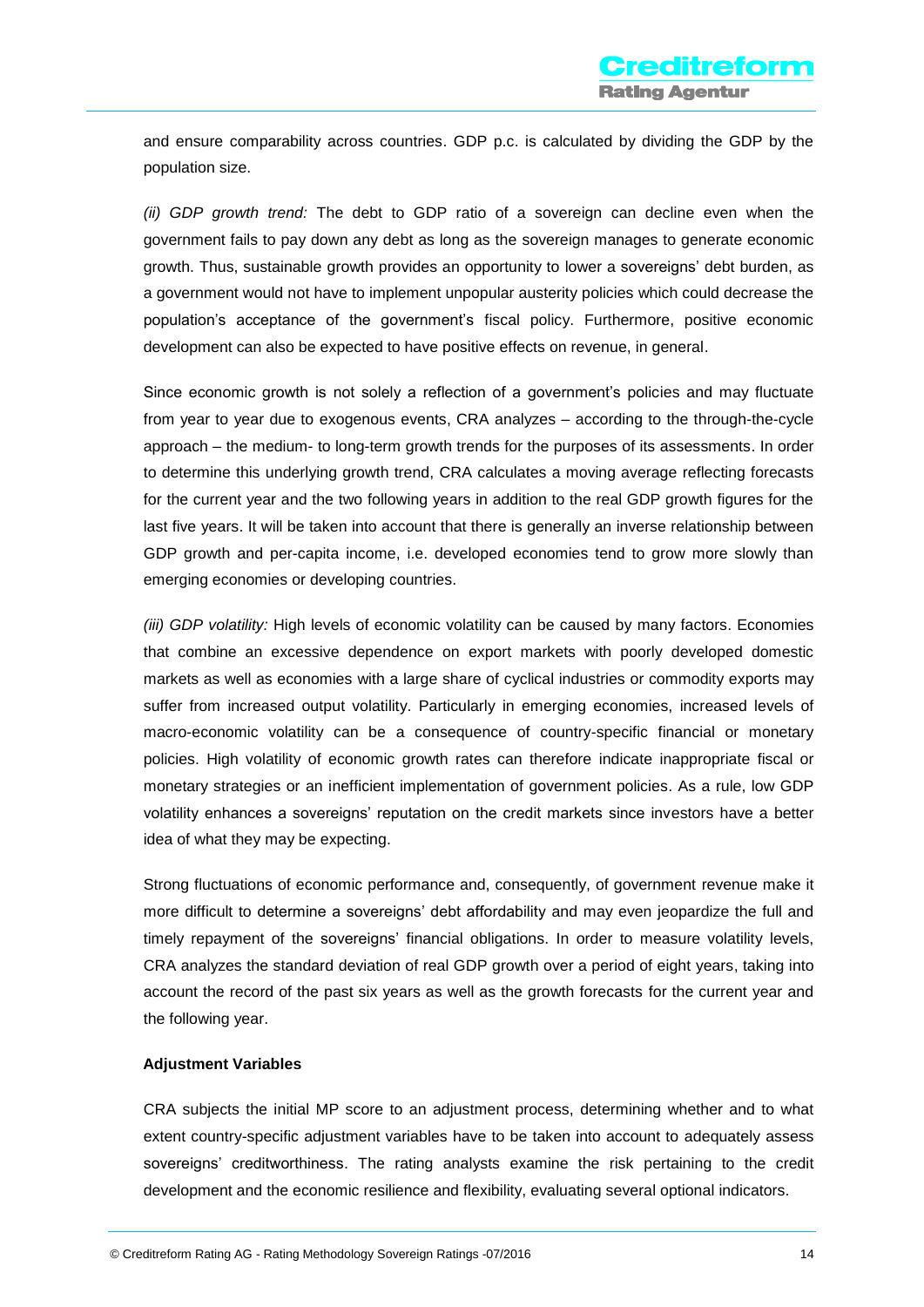and ensure comparability across countries. GDP p.c. is calculated by dividing the GDP by the population size.

*(ii) GDP growth trend:* The debt to GDP ratio of a sovereign can decline even when the government fails to pay down any debt as long as the sovereign manages to generate economic growth. Thus, sustainable growth provides an opportunity to lower a sovereigns' debt burden, as a government would not have to implement unpopular austerity policies which could decrease the population's acceptance of the government's fiscal policy. Furthermore, positive economic development can also be expected to have positive effects on revenue, in general.

Since economic growth is not solely a reflection of a government's policies and may fluctuate from year to year due to exogenous events, CRA analyzes – according to the through-the-cycle approach – the medium- to long-term growth trends for the purposes of its assessments. In order to determine this underlying growth trend, CRA calculates a moving average reflecting forecasts for the current year and the two following years in addition to the real GDP growth figures for the last five years. It will be taken into account that there is generally an inverse relationship between GDP growth and per-capita income, i.e. developed economies tend to grow more slowly than emerging economies or developing countries.

*(iii) GDP volatility:* High levels of economic volatility can be caused by many factors. Economies that combine an excessive dependence on export markets with poorly developed domestic markets as well as economies with a large share of cyclical industries or commodity exports may suffer from increased output volatility. Particularly in emerging economies, increased levels of macro-economic volatility can be a consequence of country-specific financial or monetary policies. High volatility of economic growth rates can therefore indicate inappropriate fiscal or monetary strategies or an inefficient implementation of government policies. As a rule, low GDP volatility enhances a sovereigns' reputation on the credit markets since investors have a better idea of what they may be expecting.

Strong fluctuations of economic performance and, consequently, of government revenue make it more difficult to determine a sovereigns' debt affordability and may even jeopardize the full and timely repayment of the sovereigns' financial obligations. In order to measure volatility levels, CRA analyzes the standard deviation of real GDP growth over a period of eight years, taking into account the record of the past six years as well as the growth forecasts for the current year and the following year.

**Adjustment Variables**

CRA subjects the initial MP score to an adjustment process, determining whether and to what extent country-specific adjustment variables have to be taken into account to adequately assess sovereigns' creditworthiness. The rating analysts examine the risk pertaining to the credit development and the economic resilience and flexibility, evaluating several optional indicators.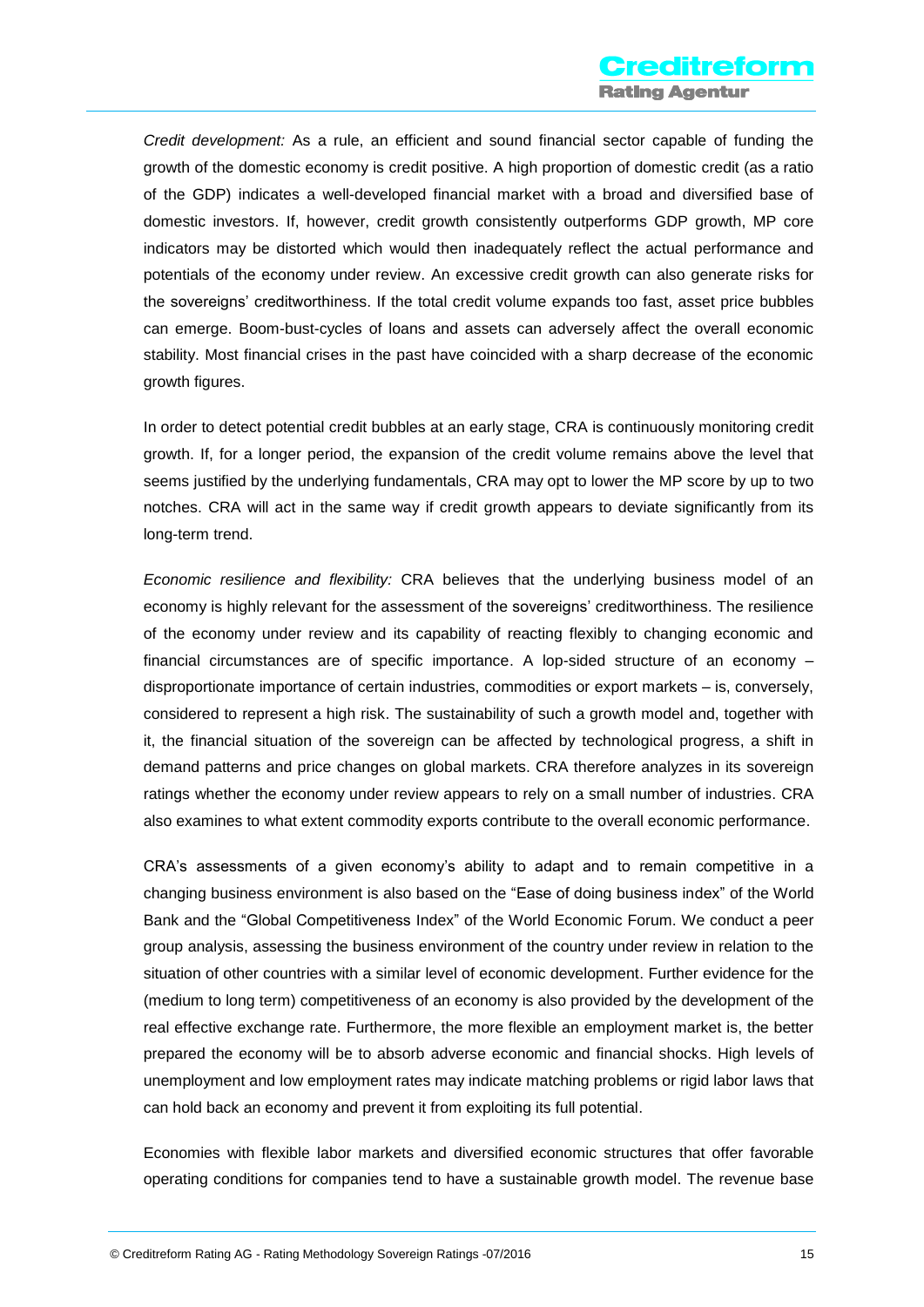*Credit development:* As a rule, an efficient and sound financial sector capable of funding the growth of the domestic economy is credit positive. A high proportion of domestic credit (as a ratio of the GDP) indicates a well-developed financial market with a broad and diversified base of domestic investors. If, however, credit growth consistently outperforms GDP growth, MP core indicators may be distorted which would then inadequately reflect the actual performance and potentials of the economy under review. An excessive credit growth can also generate risks for the sovereigns' creditworthiness. If the total credit volume expands too fast, asset price bubbles can emerge. Boom-bust-cycles of loans and assets can adversely affect the overall economic stability. Most financial crises in the past have coincided with a sharp decrease of the economic growth figures.

In order to detect potential credit bubbles at an early stage, CRA is continuously monitoring credit growth. If, for a longer period, the expansion of the credit volume remains above the level that seems justified by the underlying fundamentals, CRA may opt to lower the MP score by up to two notches. CRA will act in the same way if credit growth appears to deviate significantly from its long-term trend.

*Economic resilience and flexibility:* CRA believes that the underlying business model of an economy is highly relevant for the assessment of the sovereigns' creditworthiness. The resilience of the economy under review and its capability of reacting flexibly to changing economic and financial circumstances are of specific importance. A lop-sided structure of an economy – disproportionate importance of certain industries, commodities or export markets – is, conversely, considered to represent a high risk. The sustainability of such a growth model and, together with it, the financial situation of the sovereign can be affected by technological progress, a shift in demand patterns and price changes on global markets. CRA therefore analyzes in its sovereign ratings whether the economy under review appears to rely on a small number of industries. CRA also examines to what extent commodity exports contribute to the overall economic performance.

CRA's assessments of a given economy's ability to adapt and to remain competitive in a changing business environment is also based on the "Ease of doing business index" of the World Bank and the "Global Competitiveness Index" of the World Economic Forum. We conduct a peer group analysis, assessing the business environment of the country under review in relation to the situation of other countries with a similar level of economic development. Further evidence for the (medium to long term) competitiveness of an economy is also provided by the development of the real effective exchange rate. Furthermore, the more flexible an employment market is, the better prepared the economy will be to absorb adverse economic and financial shocks. High levels of unemployment and low employment rates may indicate matching problems or rigid labor laws that can hold back an economy and prevent it from exploiting its full potential.

Economies with flexible labor markets and diversified economic structures that offer favorable operating conditions for companies tend to have a sustainable growth model. The revenue base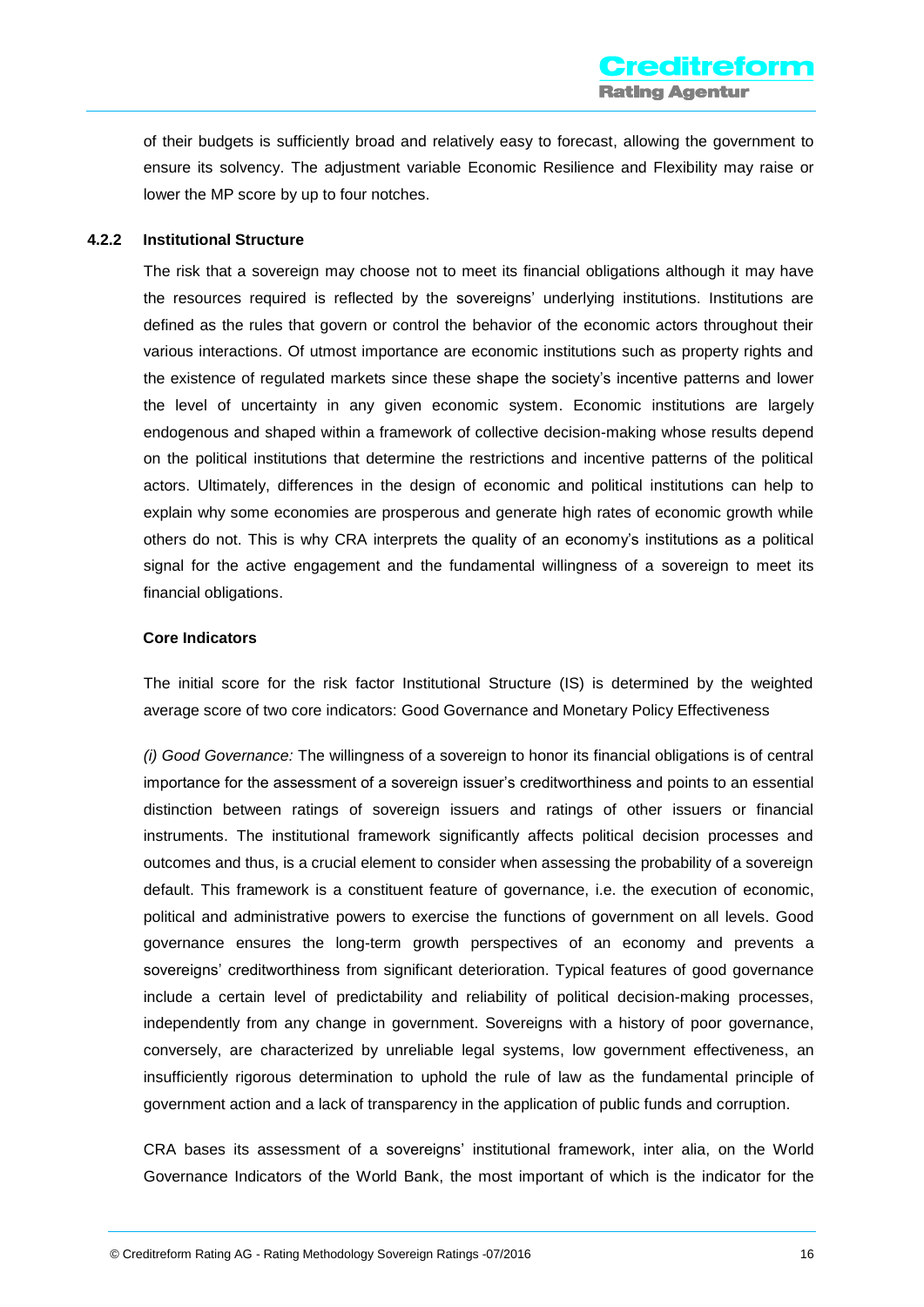of their budgets is sufficiently broad and relatively easy to forecast, allowing the government to ensure its solvency. The adjustment variable Economic Resilience and Flexibility may raise or lower the MP score by up to four notches.

### 4.2.2 Institutional Structure

The risk that a sovereign may choose not to meet its financial obligations although it may have the resources required is reflected by the sovereigns' underlying institutions. Institutions are defined as the rules that govern or control the behavior of the economic actors throughout their various interactions. Of utmost importance are economic institutions such as property rights and the existence of regulated markets since these shape the society's incentive patterns and lower the level of uncertainty in any given economic system. Economic institutions are largely endogenous and shaped within a framework of collective decision-making whose results depend on the political institutions that determine the restrictions and incentive patterns of the political actors. Ultimately, differences in the design of economic and political institutions can help to explain why some economies are prosperous and generate high rates of economic growth while others do not. This is why CRA interprets the quality of an economy's institutions as a political signal for the active engagement and the fundamental willingness of a sovereign to meet its financial obligations.

**Core Indicators**

The initial score for the risk factor Institutional Structure (IS) is determined by the weighted average score of two core indicators: Good Governance and Monetary Policy Effectiveness

*(i) Good Governance:* The willingness of a sovereign to honor its financial obligations is of central importance for the assessment of a sovereign issuer's creditworthiness and points to an essential distinction between ratings of sovereign issuers and ratings of other issuers or financial instruments. The institutional framework significantly affects political decision processes and outcomes and thus, is a crucial element to consider when assessing the probability of a sovereign default. This framework is a constituent feature of governance, i.e. the execution of economic, political and administrative powers to exercise the functions of government on all levels. Good governance ensures the long-term growth perspectives of an economy and prevents a sovereigns' creditworthiness from significant deterioration. Typical features of good governance include a certain level of predictability and reliability of political decision-making processes, independently from any change in government. Sovereigns with a history of poor governance, conversely, are characterized by unreliable legal systems, low government effectiveness, an insufficiently rigorous determination to uphold the rule of law as the fundamental principle of government action and a lack of transparency in the application of public funds and corruption.

CRA bases its assessment of a sovereigns' institutional framework, inter alia, on the World Governance Indicators of the World Bank, the most important of which is the indicator for the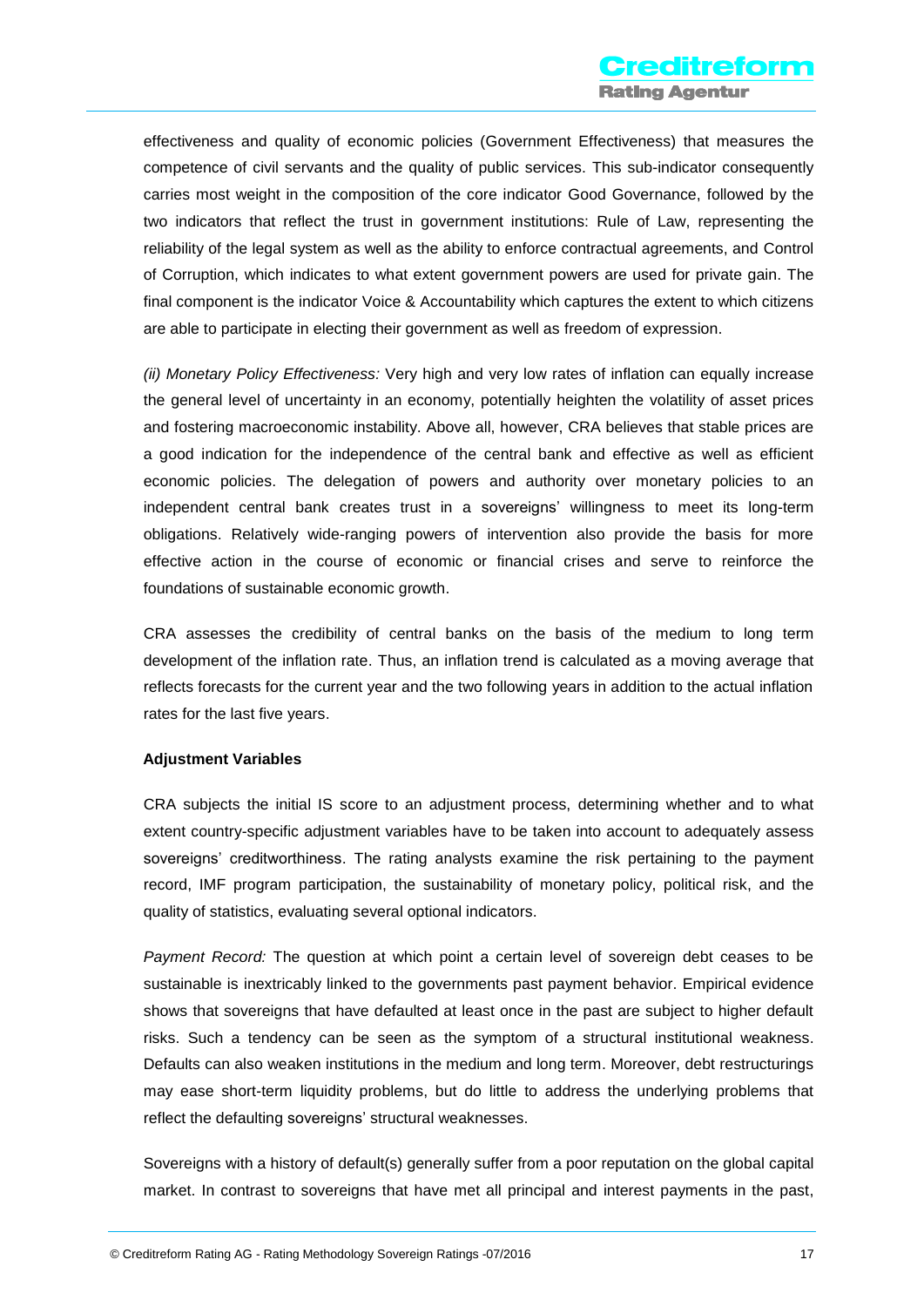effectiveness and quality of economic policies (Government Effectiveness) that measures the competence of civil servants and the quality of public services. This sub-indicator consequently carries most weight in the composition of the core indicator Good Governance, followed by the two indicators that reflect the trust in government institutions: Rule of Law, representing the reliability of the legal system as well as the ability to enforce contractual agreements, and Control of Corruption, which indicates to what extent government powers are used for private gain. The final component is the indicator Voice & Accountability which captures the extent to which citizens are able to participate in electing their government as well as freedom of expression.

*(ii) Monetary Policy Effectiveness:* Very high and very low rates of inflation can equally increase the general level of uncertainty in an economy, potentially heighten the volatility of asset prices and fostering macroeconomic instability. Above all, however, CRA believes that stable prices are a good indication for the independence of the central bank and effective as well as efficient economic policies. The delegation of powers and authority over monetary policies to an independent central bank creates trust in a sovereigns' willingness to meet its long-term obligations. Relatively wide-ranging powers of intervention also provide the basis for more effective action in the course of economic or financial crises and serve to reinforce the foundations of sustainable economic growth.

CRA assesses the credibility of central banks on the basis of the medium to long term development of the inflation rate. Thus, an inflation trend is calculated as a moving average that reflects forecasts for the current year and the two following years in addition to the actual inflation rates for the last five years.

**Adjustment Variables**

CRA subjects the initial IS score to an adjustment process, determining whether and to what extent country-specific adjustment variables have to be taken into account to adequately assess sovereigns' creditworthiness. The rating analysts examine the risk pertaining to the payment record, IMF program participation, the sustainability of monetary policy, political risk, and the quality of statistics, evaluating several optional indicators.

*Payment Record:* The question at which point a certain level of sovereign debt ceases to be sustainable is inextricably linked to the governments past payment behavior. Empirical evidence shows that sovereigns that have defaulted at least once in the past are subject to higher default risks. Such a tendency can be seen as the symptom of a structural institutional weakness. Defaults can also weaken institutions in the medium and long term. Moreover, debt restructurings may ease short-term liquidity problems, but do little to address the underlying problems that reflect the defaulting sovereigns' structural weaknesses.

Sovereigns with a history of default(s) generally suffer from a poor reputation on the global capital market. In contrast to sovereigns that have met all principal and interest payments in the past,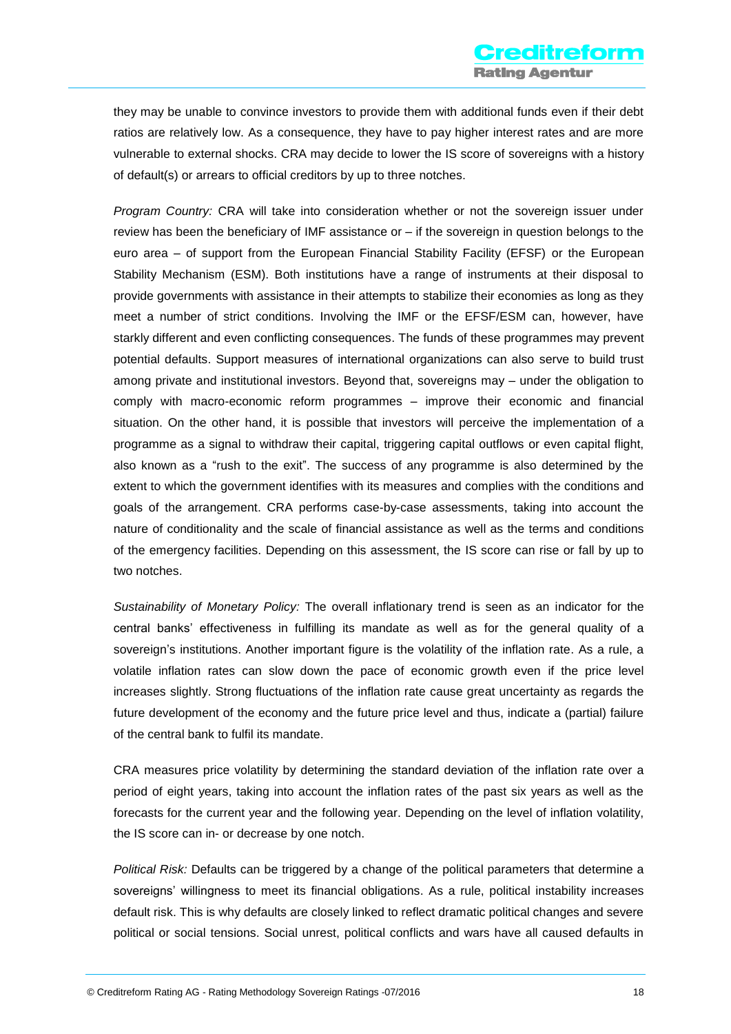they may be unable to convince investors to provide them with additional funds even if their debt ratios are relatively low. As a consequence, they have to pay higher interest rates and are more vulnerable to external shocks. CRA may decide to lower the IS score of sovereigns with a history of default(s) or arrears to official creditors by up to three notches.

*Program Country:* CRA will take into consideration whether or not the sovereign issuer under review has been the beneficiary of IMF assistance or – if the sovereign in question belongs to the euro area – of support from the European Financial Stability Facility (EFSF) or the European Stability Mechanism (ESM). Both institutions have a range of instruments at their disposal to provide governments with assistance in their attempts to stabilize their economies as long as they meet a number of strict conditions. Involving the IMF or the EFSF/ESM can, however, have starkly different and even conflicting consequences. The funds of these programmes may prevent potential defaults. Support measures of international organizations can also serve to build trust among private and institutional investors. Beyond that, sovereigns may – under the obligation to comply with macro-economic reform programmes – improve their economic and financial situation. On the other hand, it is possible that investors will perceive the implementation of a programme as a signal to withdraw their capital, triggering capital outflows or even capital flight, also known as a "rush to the exit". The success of any programme is also determined by the extent to which the government identifies with its measures and complies with the conditions and goals of the arrangement. CRA performs case-by-case assessments, taking into account the nature of conditionality and the scale of financial assistance as well as the terms and conditions of the emergency facilities. Depending on this assessment, the IS score can rise or fall by up to two notches.

*Sustainability of Monetary Policy:* The overall inflationary trend is seen as an indicator for the central banks' effectiveness in fulfilling its mandate as well as for the general quality of a sovereign's institutions. Another important figure is the volatility of the inflation rate. As a rule, a volatile inflation rates can slow down the pace of economic growth even if the price level increases slightly. Strong fluctuations of the inflation rate cause great uncertainty as regards the future development of the economy and the future price level and thus, indicate a (partial) failure of the central bank to fulfil its mandate.

CRA measures price volatility by determining the standard deviation of the inflation rate over a period of eight years, taking into account the inflation rates of the past six years as well as the forecasts for the current year and the following year. Depending on the level of inflation volatility, the IS score can in- or decrease by one notch.

*Political Risk:* Defaults can be triggered by a change of the political parameters that determine a sovereigns' willingness to meet its financial obligations. As a rule, political instability increases default risk. This is why defaults are closely linked to reflect dramatic political changes and severe political or social tensions. Social unrest, political conflicts and wars have all caused defaults in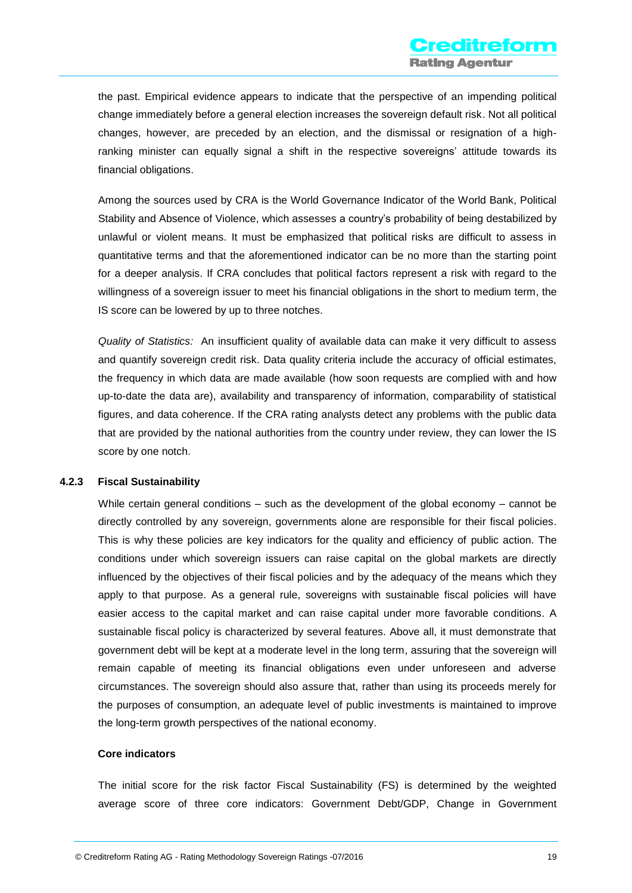the past. Empirical evidence appears to indicate that the perspective of an impending political change immediately before a general election increases the sovereign default risk. Not all political changes, however, are preceded by an election, and the dismissal or resignation of a high-ranking minister can equally signal a shift in the respective sovereigns' attitude towards its financial obligations.

Among the sources used by CRA is the World Governance Indicator of the World Bank, Political Stability and Absence of Violence, which assesses a country's probability of being destabilized by unlawful or violent means. It must be emphasized that political risks are difficult to assess in quantitative terms and that the aforementioned indicator can be no more than the starting point for a deeper analysis. If CRA concludes that political factors represent a risk with regard to the willingness of a sovereign issuer to meet his financial obligations in the short to medium term, the IS score can be lowered by up to three notches.

*Quality of Statistics:* An insufficient quality of available data can make it very difficult to assess and quantify sovereign credit risk. Data quality criteria include the accuracy of official estimates, the frequency in which data are made available (how soon requests are complied with and how up-to-date the data are), availability and transparency of information, comparability of statistical figures, and data coherence. If the CRA rating analysts detect any problems with the public data that are provided by the national authorities from the country under review, they can lower the IS score by one notch.

### 4.2.3 Fiscal Sustainability

While certain general conditions – such as the development of the global economy – cannot be directly controlled by any sovereign, governments alone are responsible for their fiscal policies. This is why these policies are key indicators for the quality and efficiency of public action. The conditions under which sovereign issuers can raise capital on the global markets are directly influenced by the objectives of their fiscal policies and by the adequacy of the means which they apply to that purpose. As a general rule, sovereigns with sustainable fiscal policies will have easier access to the capital market and can raise capital under more favorable conditions. A sustainable fiscal policy is characterized by several features. Above all, it must demonstrate that government debt will be kept at a moderate level in the long term, assuring that the sovereign will remain capable of meeting its financial obligations even under unforeseen and adverse circumstances. The sovereign should also assure that, rather than using its proceeds merely for the purposes of consumption, an adequate level of public investments is maintained to improve the long-term growth perspectives of the national economy.

**Core indicators**

The initial score for the risk factor Fiscal Sustainability (FS) is determined by the weighted average score of three core indicators: Government Debt/GDP, Change in Government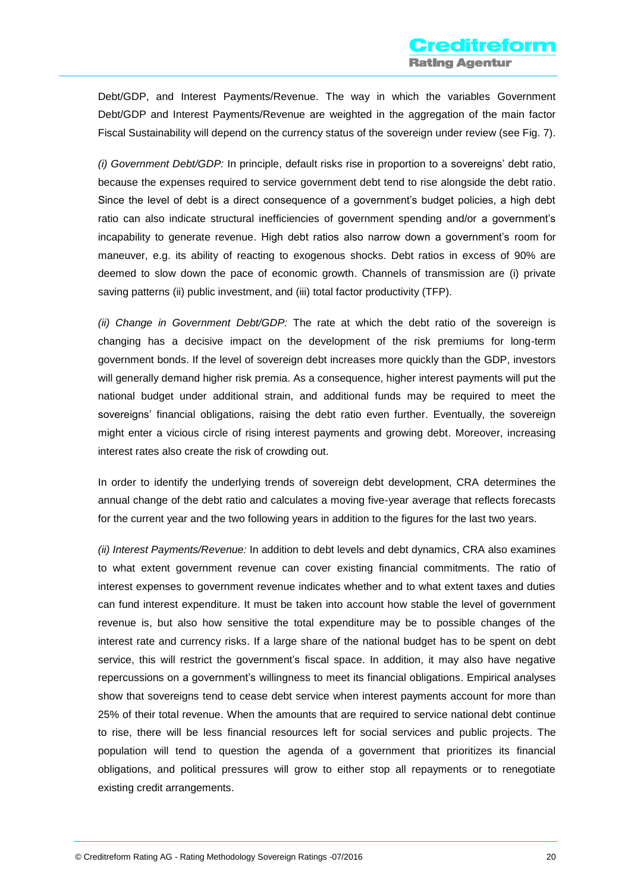Debt/GDP, and Interest Payments/Revenue. The way in which the variables Government Debt/GDP and Interest Payments/Revenue are weighted in the aggregation of the main factor Fiscal Sustainability will depend on the currency status of the sovereign under review (see Fig. 7).

*(i) Government Debt/GDP:* In principle, default risks rise in proportion to a sovereigns' debt ratio, because the expenses required to service government debt tend to rise alongside the debt ratio. Since the level of debt is a direct consequence of a government's budget policies, a high debt ratio can also indicate structural inefficiencies of government spending and/or a government's incapability to generate revenue. High debt ratios also narrow down a government's room for maneuver, e.g. its ability of reacting to exogenous shocks. Debt ratios in excess of 90% are deemed to slow down the pace of economic growth. Channels of transmission are (i) private saving patterns (ii) public investment, and (iii) total factor productivity (TFP).

*(ii) Change in Government Debt/GDP:* The rate at which the debt ratio of the sovereign is changing has a decisive impact on the development of the risk premiums for long-term government bonds. If the level of sovereign debt increases more quickly than the GDP, investors will generally demand higher risk premia. As a consequence, higher interest payments will put the national budget under additional strain, and additional funds may be required to meet the sovereigns' financial obligations, raising the debt ratio even further. Eventually, the sovereign might enter a vicious circle of rising interest payments and growing debt. Moreover, increasing interest rates also create the risk of crowding out.

In order to identify the underlying trends of sovereign debt development, CRA determines the annual change of the debt ratio and calculates a moving five-year average that reflects forecasts for the current year and the two following years in addition to the figures for the last two years.

*(ii) Interest Payments/Revenue:* In addition to debt levels and debt dynamics, CRA also examines to what extent government revenue can cover existing financial commitments. The ratio of interest expenses to government revenue indicates whether and to what extent taxes and duties can fund interest expenditure. It must be taken into account how stable the level of government revenue is, but also how sensitive the total expenditure may be to possible changes of the interest rate and currency risks. If a large share of the national budget has to be spent on debt service, this will restrict the government's fiscal space. In addition, it may also have negative repercussions on a government's willingness to meet its financial obligations. Empirical analyses show that sovereigns tend to cease debt service when interest payments account for more than 25% of their total revenue. When the amounts that are required to service national debt continue to rise, there will be less financial resources left for social services and public projects. The population will tend to question the agenda of a government that prioritizes its financial obligations, and political pressures will grow to either stop all repayments or to renegotiate existing credit arrangements.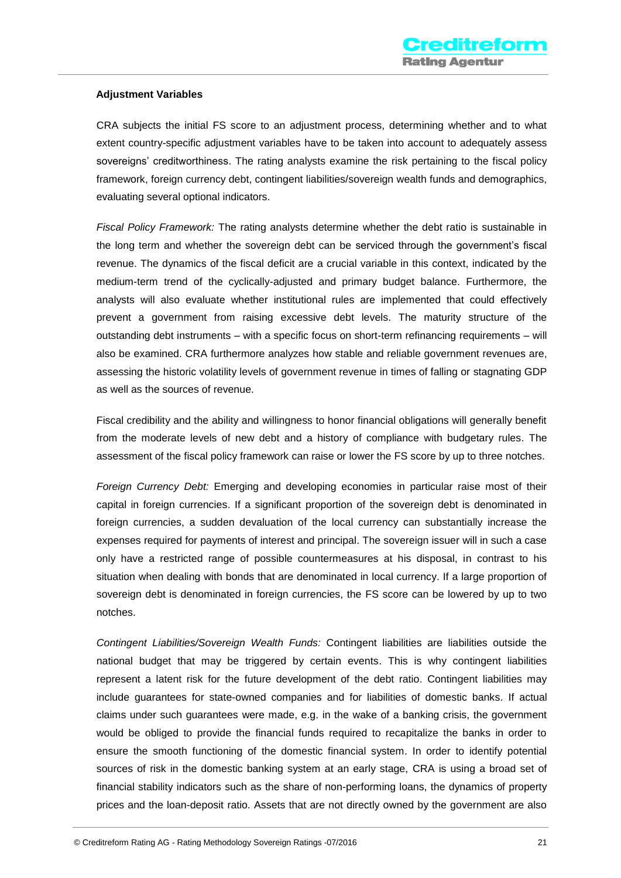**Adjustment Variables**

CRA subjects the initial FS score to an adjustment process, determining whether and to what extent country-specific adjustment variables have to be taken into account to adequately assess sovereigns' creditworthiness. The rating analysts examine the risk pertaining to the fiscal policy framework, foreign currency debt, contingent liabilities/sovereign wealth funds and demographics, evaluating several optional indicators.

*Fiscal Policy Framework:* The rating analysts determine whether the debt ratio is sustainable in the long term and whether the sovereign debt can be serviced through the government's fiscal revenue. The dynamics of the fiscal deficit are a crucial variable in this context, indicated by the medium-term trend of the cyclically-adjusted and primary budget balance. Furthermore, the analysts will also evaluate whether institutional rules are implemented that could effectively prevent a government from raising excessive debt levels. The maturity structure of the outstanding debt instruments – with a specific focus on short-term refinancing requirements – will also be examined. CRA furthermore analyzes how stable and reliable government revenues are, assessing the historic volatility levels of government revenue in times of falling or stagnating GDP as well as the sources of revenue.

Fiscal credibility and the ability and willingness to honor financial obligations will generally benefit from the moderate levels of new debt and a history of compliance with budgetary rules. The assessment of the fiscal policy framework can raise or lower the FS score by up to three notches.

*Foreign Currency Debt:* Emerging and developing economies in particular raise most of their capital in foreign currencies. If a significant proportion of the sovereign debt is denominated in foreign currencies, a sudden devaluation of the local currency can substantially increase the expenses required for payments of interest and principal. The sovereign issuer will in such a case only have a restricted range of possible countermeasures at his disposal, in contrast to his situation when dealing with bonds that are denominated in local currency. If a large proportion of sovereign debt is denominated in foreign currencies, the FS score can be lowered by up to two notches.

*Contingent Liabilities/Sovereign Wealth Funds:* Contingent liabilities are liabilities outside the national budget that may be triggered by certain events. This is why contingent liabilities represent a latent risk for the future development of the debt ratio. Contingent liabilities may include guarantees for state-owned companies and for liabilities of domestic banks. If actual claims under such guarantees were made, e.g. in the wake of a banking crisis, the government would be obliged to provide the financial funds required to recapitalize the banks in order to ensure the smooth functioning of the domestic financial system. In order to identify potential sources of risk in the domestic banking system at an early stage, CRA is using a broad set of financial stability indicators such as the share of non-performing loans, the dynamics of property prices and the loan-deposit ratio. Assets that are not directly owned by the government are also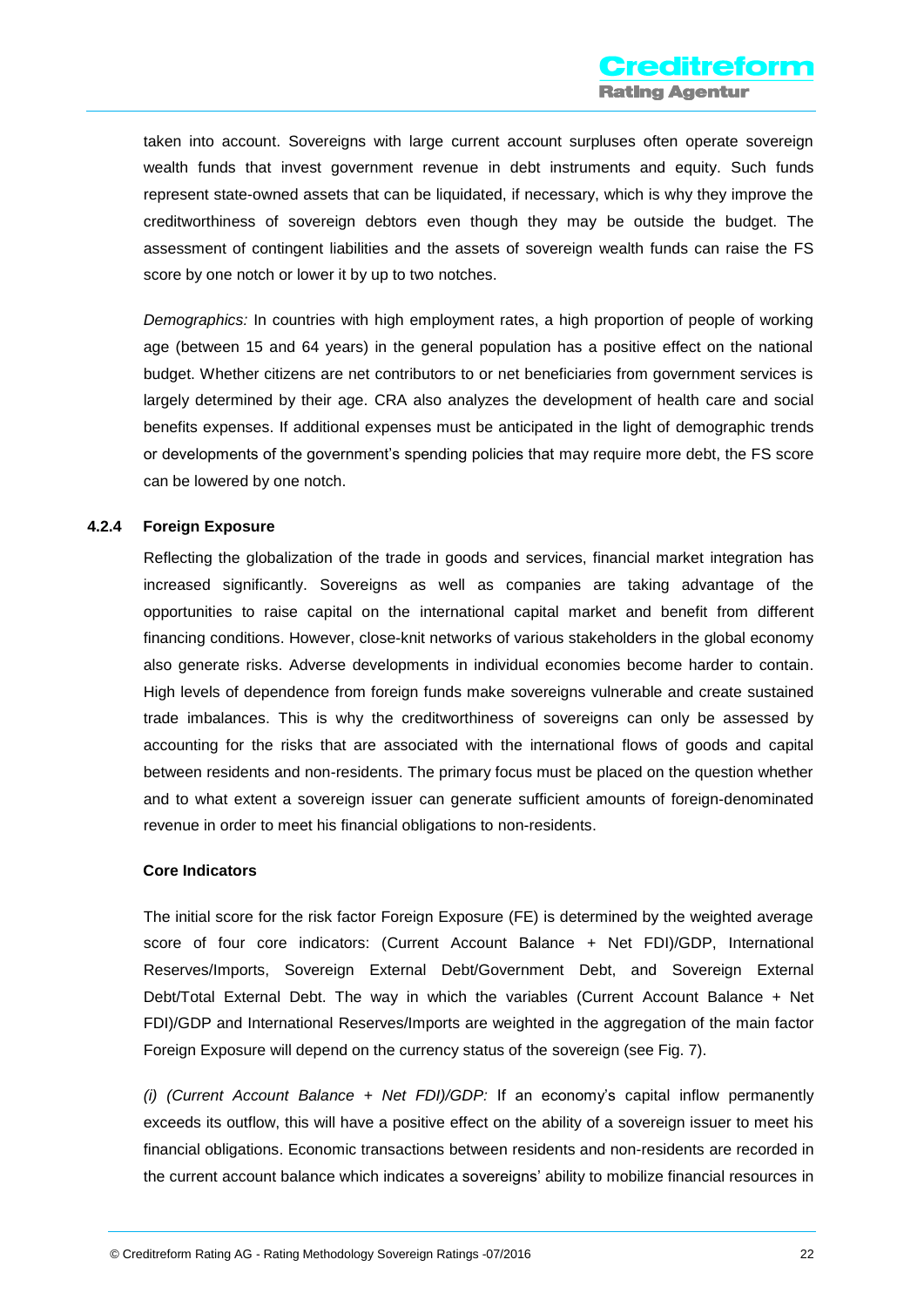taken into account. Sovereigns with large current account surpluses often operate sovereign wealth funds that invest government revenue in debt instruments and equity. Such funds represent state-owned assets that can be liquidated, if necessary, which is why they improve the creditworthiness of sovereign debtors even though they may be outside the budget. The assessment of contingent liabilities and the assets of sovereign wealth funds can raise the FS score by one notch or lower it by up to two notches.

*Demographics:* In countries with high employment rates, a high proportion of people of working age (between 15 and 64 years) in the general population has a positive effect on the national budget. Whether citizens are net contributors to or net beneficiaries from government services is largely determined by their age. CRA also analyzes the development of health care and social benefits expenses. If additional expenses must be anticipated in the light of demographic trends or developments of the government's spending policies that may require more debt, the FS score can be lowered by one notch.

### 4.2.4 Foreign Exposure

Reflecting the globalization of the trade in goods and services, financial market integration has increased significantly. Sovereigns as well as companies are taking advantage of the opportunities to raise capital on the international capital market and benefit from different financing conditions. However, close-knit networks of various stakeholders in the global economy also generate risks. Adverse developments in individual economies become harder to contain. High levels of dependence from foreign funds make sovereigns vulnerable and create sustained trade imbalances. This is why the creditworthiness of sovereigns can only be assessed by accounting for the risks that are associated with the international flows of goods and capital between residents and non-residents. The primary focus must be placed on the question whether and to what extent a sovereign issuer can generate sufficient amounts of foreign-denominated revenue in order to meet his financial obligations to non-residents.

**Core Indicators**

The initial score for the risk factor Foreign Exposure (FE) is determined by the weighted average score of four core indicators: (Current Account Balance + Net FDI)/GDP, International Reserves/Imports, Sovereign External Debt/Government Debt, and Sovereign External Debt/Total External Debt. The way in which the variables (Current Account Balance + Net FDI)/GDP and International Reserves/Imports are weighted in the aggregation of the main factor Foreign Exposure will depend on the currency status of the sovereign (see Fig. 7).

*(i) (Current Account Balance + Net FDI)/GDP:* If an economy's capital inflow permanently exceeds its outflow, this will have a positive effect on the ability of a sovereign issuer to meet his financial obligations. Economic transactions between residents and non-residents are recorded in the current account balance which indicates a sovereigns' ability to mobilize financial resources in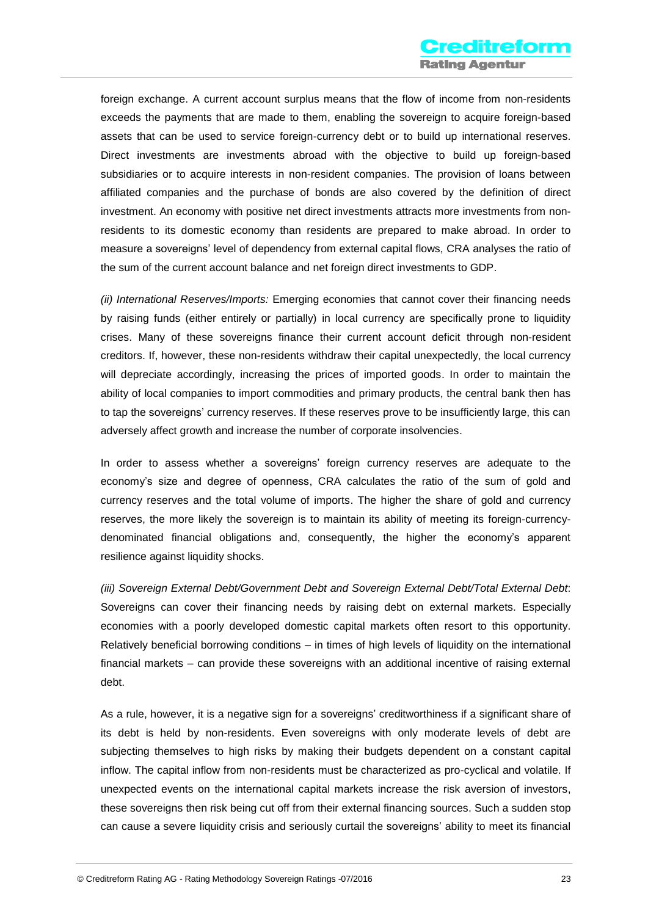foreign exchange. A current account surplus means that the flow of income from non-residents exceeds the payments that are made to them, enabling the sovereign to acquire foreign-based assets that can be used to service foreign-currency debt or to build up international reserves. Direct investments are investments abroad with the objective to build up foreign-based subsidiaries or to acquire interests in non-resident companies. The provision of loans between affiliated companies and the purchase of bonds are also covered by the definition of direct investment. An economy with positive net direct investments attracts more investments from non-residents to its domestic economy than residents are prepared to make abroad. In order to measure a sovereigns' level of dependency from external capital flows, CRA analyses the ratio of the sum of the current account balance and net foreign direct investments to GDP.

*(ii) International Reserves/Imports:* Emerging economies that cannot cover their financing needs by raising funds (either entirely or partially) in local currency are specifically prone to liquidity crises. Many of these sovereigns finance their current account deficit through non-resident creditors. If, however, these non-residents withdraw their capital unexpectedly, the local currency will depreciate accordingly, increasing the prices of imported goods. In order to maintain the ability of local companies to import commodities and primary products, the central bank then has to tap the sovereigns' currency reserves. If these reserves prove to be insufficiently large, this can adversely affect growth and increase the number of corporate insolvencies.

In order to assess whether a sovereigns' foreign currency reserves are adequate to the economy's size and degree of openness, CRA calculates the ratio of the sum of gold and currency reserves and the total volume of imports. The higher the share of gold and currency reserves, the more likely the sovereign is to maintain its ability of meeting its foreign-currency-denominated financial obligations and, consequently, the higher the economy's apparent resilience against liquidity shocks.

*(iii) Sovereign External Debt/Government Debt and Sovereign External Debt/Total External Debt*: Sovereigns can cover their financing needs by raising debt on external markets. Especially economies with a poorly developed domestic capital markets often resort to this opportunity. Relatively beneficial borrowing conditions – in times of high levels of liquidity on the international financial markets – can provide these sovereigns with an additional incentive of raising external debt.

As a rule, however, it is a negative sign for a sovereigns' creditworthiness if a significant share of its debt is held by non-residents. Even sovereigns with only moderate levels of debt are subjecting themselves to high risks by making their budgets dependent on a constant capital inflow. The capital inflow from non-residents must be characterized as pro-cyclical and volatile. If unexpected events on the international capital markets increase the risk aversion of investors, these sovereigns then risk being cut off from their external financing sources. Such a sudden stop can cause a severe liquidity crisis and seriously curtail the sovereigns' ability to meet its financial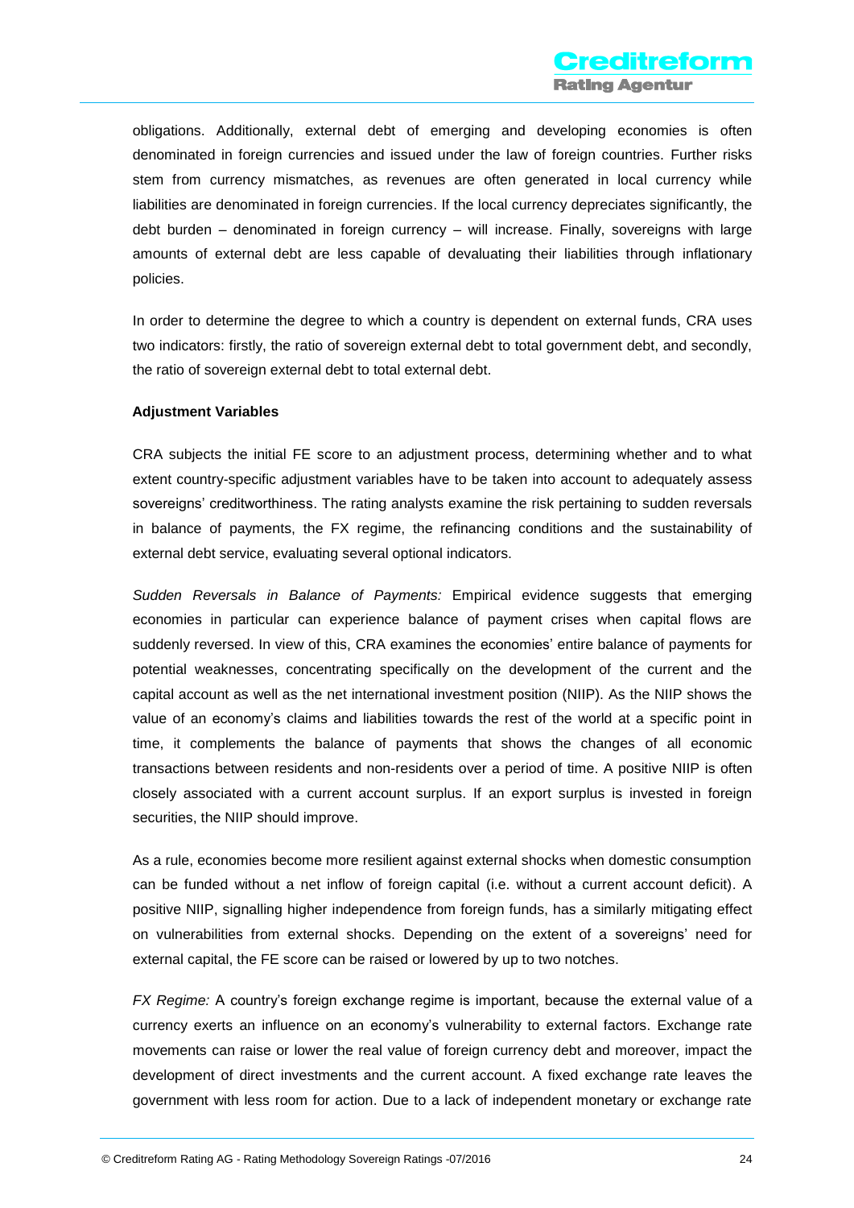obligations. Additionally, external debt of emerging and developing economies is often denominated in foreign currencies and issued under the law of foreign countries. Further risks stem from currency mismatches, as revenues are often generated in local currency while liabilities are denominated in foreign currencies. If the local currency depreciates significantly, the debt burden – denominated in foreign currency – will increase. Finally, sovereigns with large amounts of external debt are less capable of devaluating their liabilities through inflationary policies.

In order to determine the degree to which a country is dependent on external funds, CRA uses two indicators: firstly, the ratio of sovereign external debt to total government debt, and secondly, the ratio of sovereign external debt to total external debt.

**Adjustment Variables**

CRA subjects the initial FE score to an adjustment process, determining whether and to what extent country-specific adjustment variables have to be taken into account to adequately assess sovereigns' creditworthiness. The rating analysts examine the risk pertaining to sudden reversals in balance of payments, the FX regime, the refinancing conditions and the sustainability of external debt service, evaluating several optional indicators.

*Sudden Reversals in Balance of Payments:* Empirical evidence suggests that emerging economies in particular can experience balance of payment crises when capital flows are suddenly reversed. In view of this, CRA examines the economies' entire balance of payments for potential weaknesses, concentrating specifically on the development of the current and the capital account as well as the net international investment position (NIIP). As the NIIP shows the value of an economy's claims and liabilities towards the rest of the world at a specific point in time, it complements the balance of payments that shows the changes of all economic transactions between residents and non-residents over a period of time. A positive NIIP is often closely associated with a current account surplus. If an export surplus is invested in foreign securities, the NIIP should improve.

As a rule, economies become more resilient against external shocks when domestic consumption can be funded without a net inflow of foreign capital (i.e. without a current account deficit). A positive NIIP, signalling higher independence from foreign funds, has a similarly mitigating effect on vulnerabilities from external shocks. Depending on the extent of a sovereigns' need for external capital, the FE score can be raised or lowered by up to two notches.

*FX Regime:* A country's foreign exchange regime is important, because the external value of a currency exerts an influence on an economy's vulnerability to external factors. Exchange rate movements can raise or lower the real value of foreign currency debt and moreover, impact the development of direct investments and the current account. A fixed exchange rate leaves the government with less room for action. Due to a lack of independent monetary or exchange rate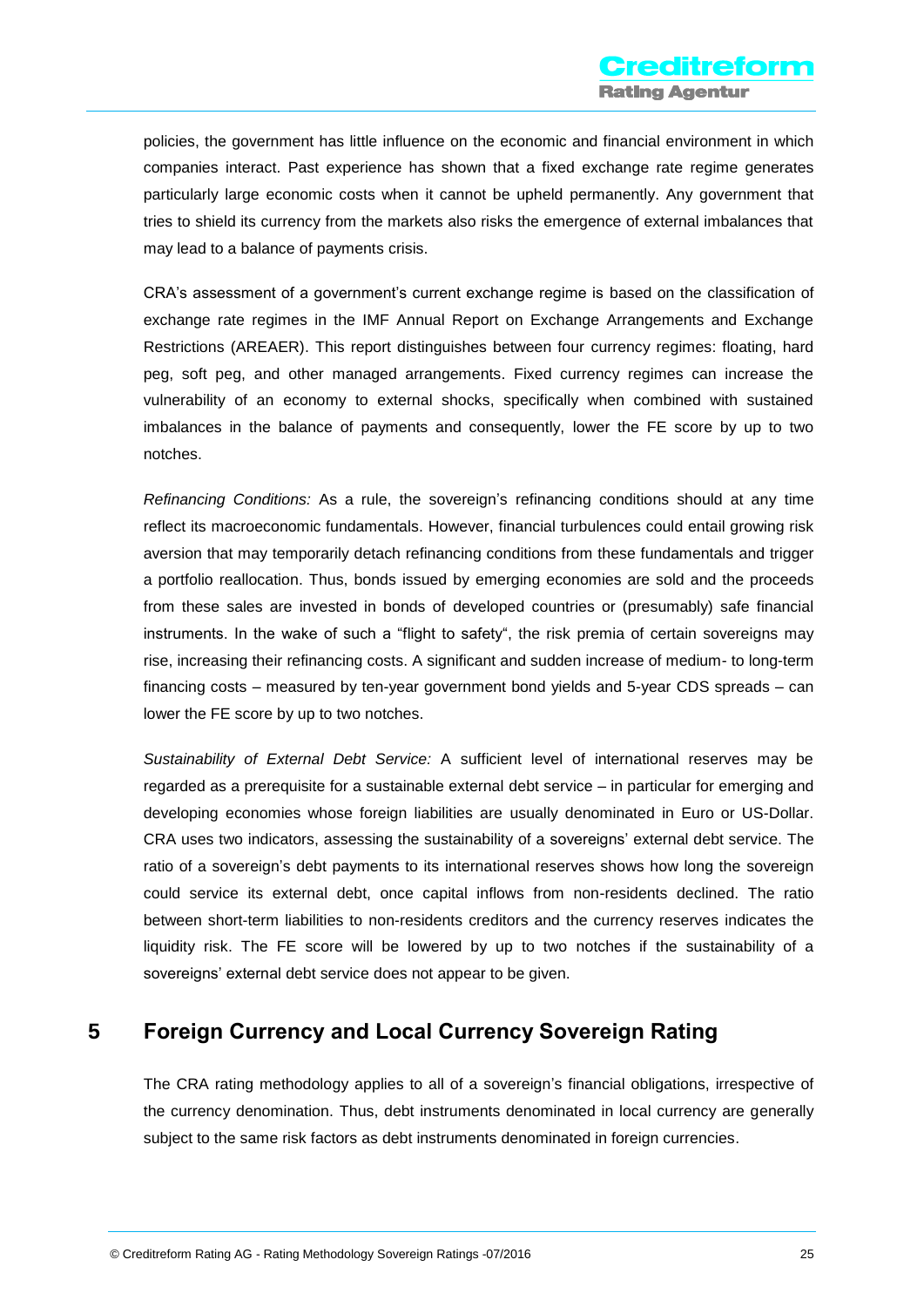policies, the government has little influence on the economic and financial environment in which companies interact. Past experience has shown that a fixed exchange rate regime generates particularly large economic costs when it cannot be upheld permanently. Any government that tries to shield its currency from the markets also risks the emergence of external imbalances that may lead to a balance of payments crisis.

CRA's assessment of a government's current exchange regime is based on the classification of exchange rate regimes in the IMF Annual Report on Exchange Arrangements and Exchange Restrictions (AREAER). This report distinguishes between four currency regimes: floating, hard peg, soft peg, and other managed arrangements. Fixed currency regimes can increase the vulnerability of an economy to external shocks, specifically when combined with sustained imbalances in the balance of payments and consequently, lower the FE score by up to two notches.

*Refinancing Conditions:* As a rule, the sovereign's refinancing conditions should at any time reflect its macroeconomic fundamentals. However, financial turbulences could entail growing risk aversion that may temporarily detach refinancing conditions from these fundamentals and trigger a portfolio reallocation. Thus, bonds issued by emerging economies are sold and the proceeds from these sales are invested in bonds of developed countries or (presumably) safe financial instruments. In the wake of such a "flight to safety", the risk premia of certain sovereigns may rise, increasing their refinancing costs. A significant and sudden increase of medium- to long-term financing costs – measured by ten-year government bond yields and 5-year CDS spreads – can lower the FE score by up to two notches.

*Sustainability of External Debt Service:* A sufficient level of international reserves may be regarded as a prerequisite for a sustainable external debt service – in particular for emerging and developing economies whose foreign liabilities are usually denominated in Euro or US-Dollar. CRA uses two indicators, assessing the sustainability of a sovereigns' external debt service. The ratio of a sovereign's debt payments to its international reserves shows how long the sovereign could service its external debt, once capital inflows from non-residents declined. The ratio between short-term liabilities to non-residents creditors and the currency reserves indicates the liquidity risk. The FE score will be lowered by up to two notches if the sustainability of a sovereigns' external debt service does not appear to be given.

# 5 Foreign Currency and Local Currency Sovereign Rating

The CRA rating methodology applies to all of a sovereign's financial obligations, irrespective of the currency denomination. Thus, debt instruments denominated in local currency are generally subject to the same risk factors as debt instruments denominated in foreign currencies.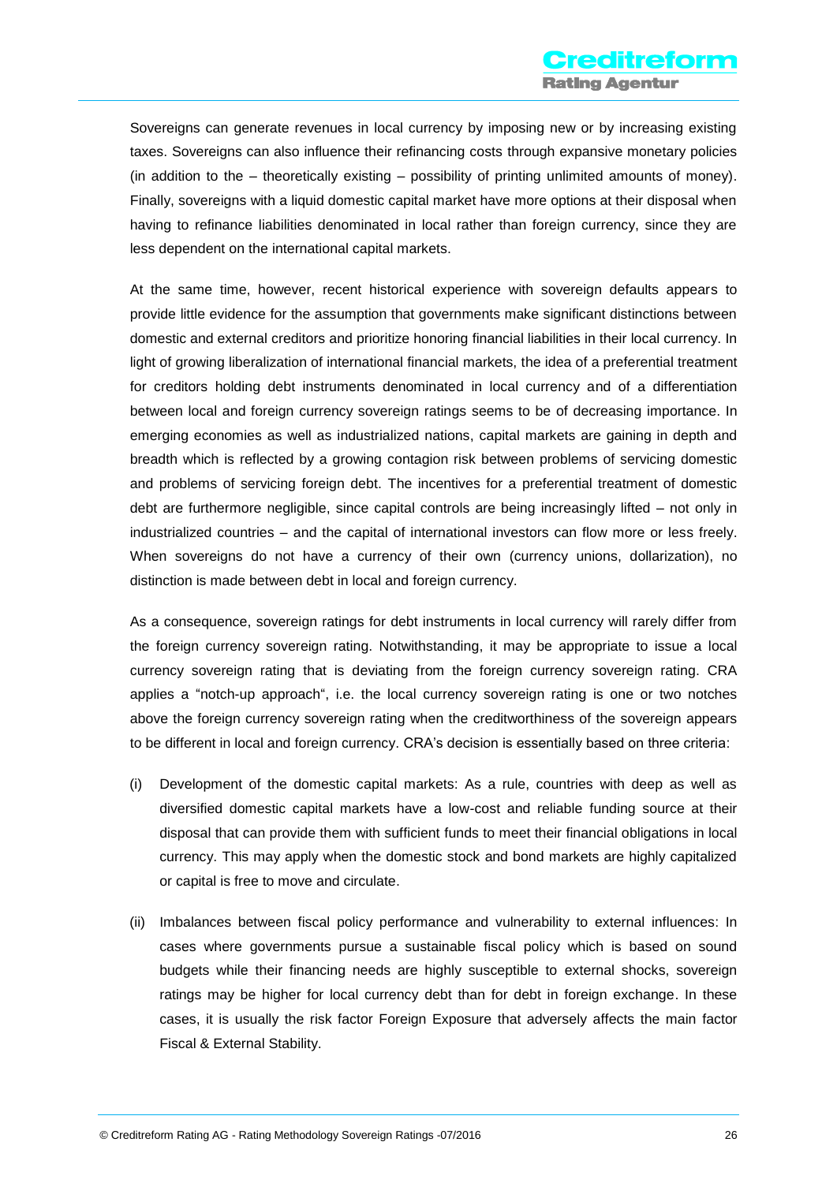Sovereigns can generate revenues in local currency by imposing new or by increasing existing taxes. Sovereigns can also influence their refinancing costs through expansive monetary policies (in addition to the – theoretically existing – possibility of printing unlimited amounts of money). Finally, sovereigns with a liquid domestic capital market have more options at their disposal when having to refinance liabilities denominated in local rather than foreign currency, since they are less dependent on the international capital markets.

At the same time, however, recent historical experience with sovereign defaults appears to provide little evidence for the assumption that governments make significant distinctions between domestic and external creditors and prioritize honoring financial liabilities in their local currency. In light of growing liberalization of international financial markets, the idea of a preferential treatment for creditors holding debt instruments denominated in local currency and of a differentiation between local and foreign currency sovereign ratings seems to be of decreasing importance. In emerging economies as well as industrialized nations, capital markets are gaining in depth and breadth which is reflected by a growing contagion risk between problems of servicing domestic and problems of servicing foreign debt. The incentives for a preferential treatment of domestic debt are furthermore negligible, since capital controls are being increasingly lifted – not only in industrialized countries – and the capital of international investors can flow more or less freely. When sovereigns do not have a currency of their own (currency unions, dollarization), no distinction is made between debt in local and foreign currency.

As a consequence, sovereign ratings for debt instruments in local currency will rarely differ from the foreign currency sovereign rating. Notwithstanding, it may be appropriate to issue a local currency sovereign rating that is deviating from the foreign currency sovereign rating. CRA applies a "notch-up approach", i.e. the local currency sovereign rating is one or two notches above the foreign currency sovereign rating when the creditworthiness of the sovereign appears to be different in local and foreign currency. CRA's decision is essentially based on three criteria:

(i) Development of the domestic capital markets: As a rule, countries with deep as well as diversified domestic capital markets have a low-cost and reliable funding source at their disposal that can provide them with sufficient funds to meet their financial obligations in local currency. This may apply when the domestic stock and bond markets are highly capitalized or capital is free to move and circulate.

(ii) Imbalances between fiscal policy performance and vulnerability to external influences: In cases where governments pursue a sustainable fiscal policy which is based on sound budgets while their financing needs are highly susceptible to external shocks, sovereign ratings may be higher for local currency debt than for debt in foreign exchange. In these cases, it is usually the risk factor Foreign Exposure that adversely affects the main factor Fiscal & External Stability.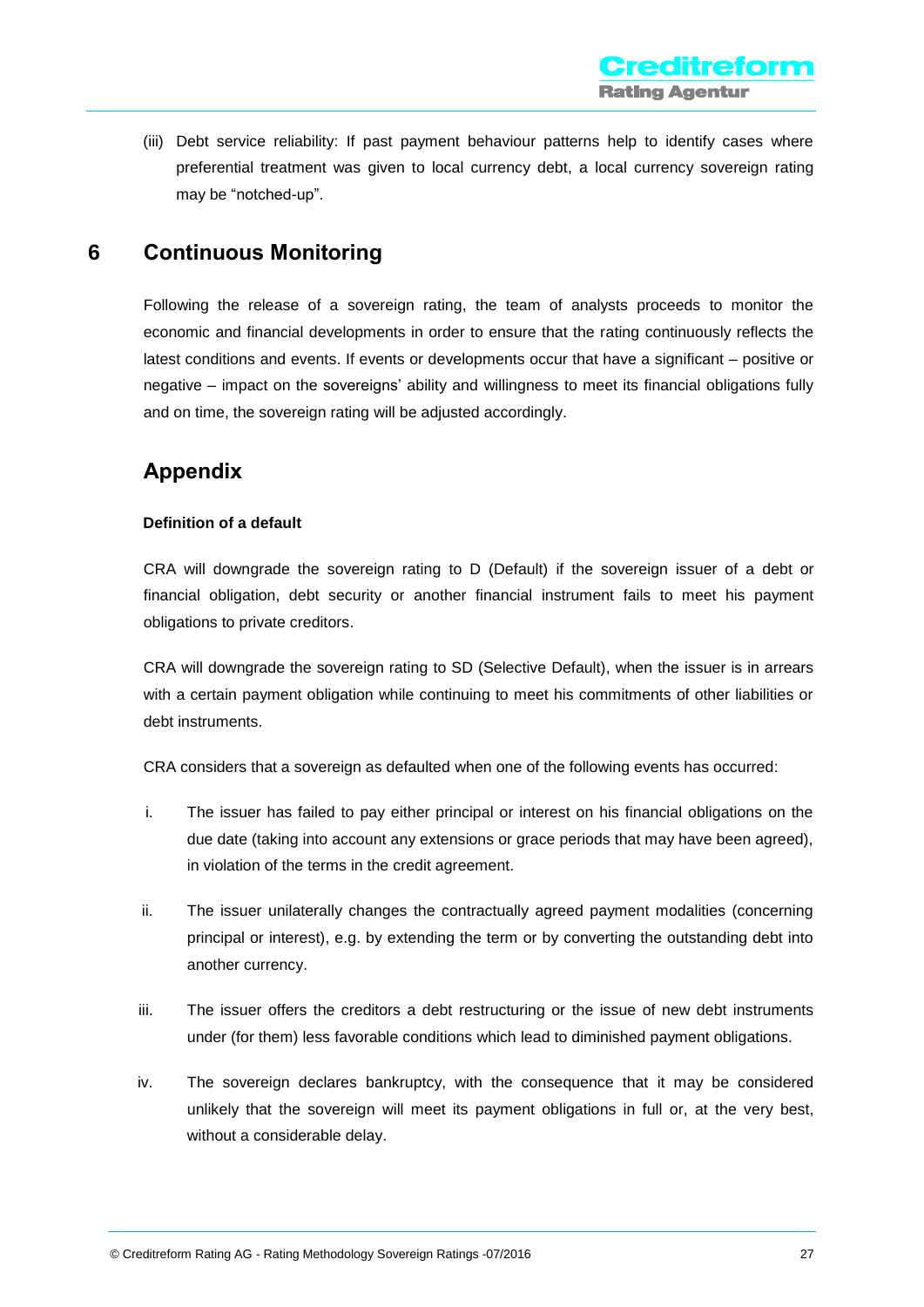(iii) Debt service reliability: If past payment behaviour patterns help to identify cases where preferential treatment was given to local currency debt, a local currency sovereign rating may be "notched-up".

# 6 Continuous Monitoring

Following the release of a sovereign rating, the team of analysts proceeds to monitor the economic and financial developments in order to ensure that the rating continuously reflects the latest conditions and events. If events or developments occur that have a significant – positive or negative – impact on the sovereigns' ability and willingness to meet its financial obligations fully and on time, the sovereign rating will be adjusted accordingly.

# Appendix

**Definition of a default**

CRA will downgrade the sovereign rating to D (Default) if the sovereign issuer of a debt or financial obligation, debt security or another financial instrument fails to meet his payment obligations to private creditors.

CRA will downgrade the sovereign rating to SD (Selective Default), when the issuer is in arrears with a certain payment obligation while continuing to meet his commitments of other liabilities or debt instruments.

CRA considers that a sovereign as defaulted when one of the following events has occurred:

i. The issuer has failed to pay either principal or interest on his financial obligations on the due date (taking into account any extensions or grace periods that may have been agreed), in violation of the terms in the credit agreement.

ii. The issuer unilaterally changes the contractually agreed payment modalities (concerning principal or interest), e.g. by extending the term or by converting the outstanding debt into another currency.

iii. The issuer offers the creditors a debt restructuring or the issue of new debt instruments under (for them) less favorable conditions which lead to diminished payment obligations.

iv. The sovereign declares bankruptcy, with the consequence that it may be considered unlikely that the sovereign will meet its payment obligations in full or, at the very best, without a considerable delay.